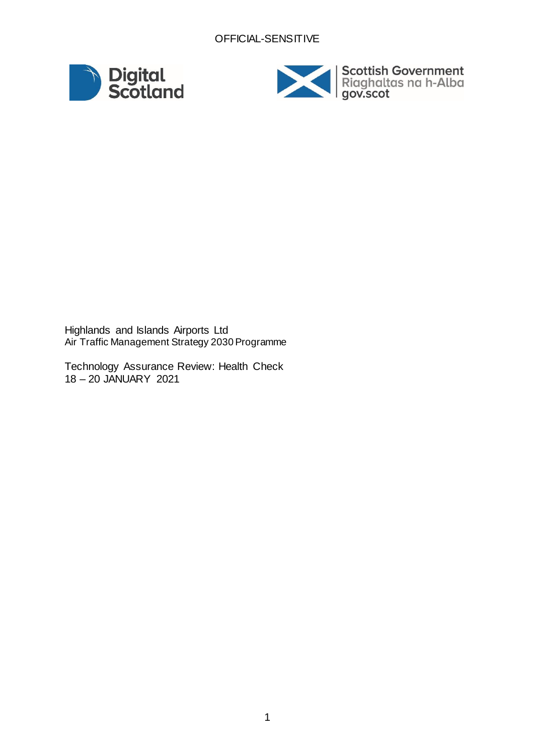OFFICIAL-SENSITIVE

Digital Scotland

Scottish Government
Riaghaltas na h-Alba
gov.scot

Highlands and Islands Airports Ltd
Air Traffic Management Strategy 2030 Programme

Technology Assurance Review: Health Check
18 – 20 JANUARY 2021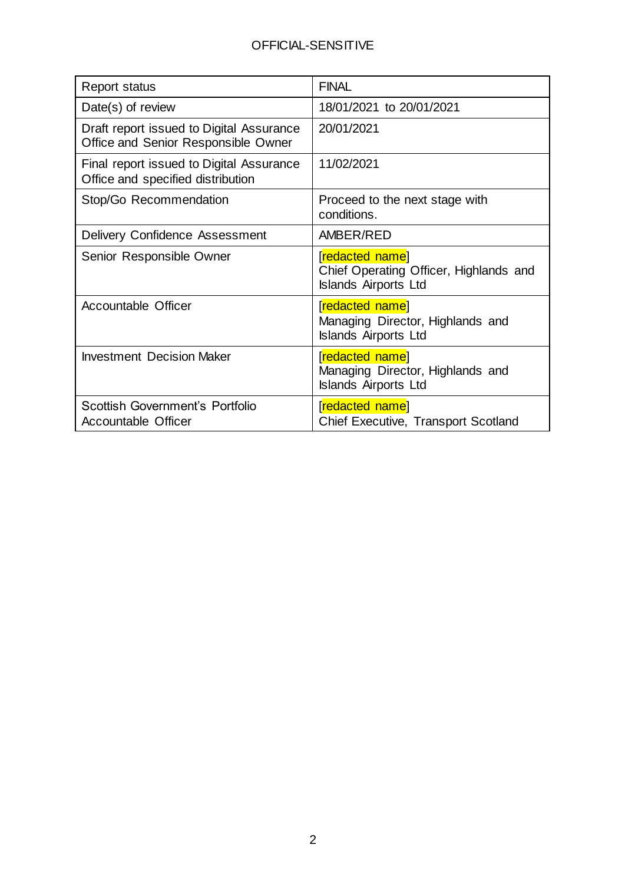OFFICIAL-SENSITIVE

| Report status | FINAL |
|---|---|
| Date(s) of review | 18/01/2021 to 20/01/2021 |
| Draft report issued to Digital Assurance Office and Senior Responsible Owner | 20/01/2021 |
| Final report issued to Digital Assurance Office and specified distribution | 11/02/2021 |
| Stop/Go Recommendation | Proceed to the next stage with conditions. |
| Delivery Confidence Assessment | AMBER/RED |
| Senior Responsible Owner | [redacted name]<br>Chief Operating Officer, Highlands and Islands Airports Ltd |
| Accountable Officer | [redacted name]<br>Managing Director, Highlands and Islands Airports Ltd |
| Investment Decision Maker | [redacted name]<br>Managing Director, Highlands and Islands Airports Ltd |
| Scottish Government's Portfolio Accountable Officer | [redacted name]<br>Chief Executive, Transport Scotland |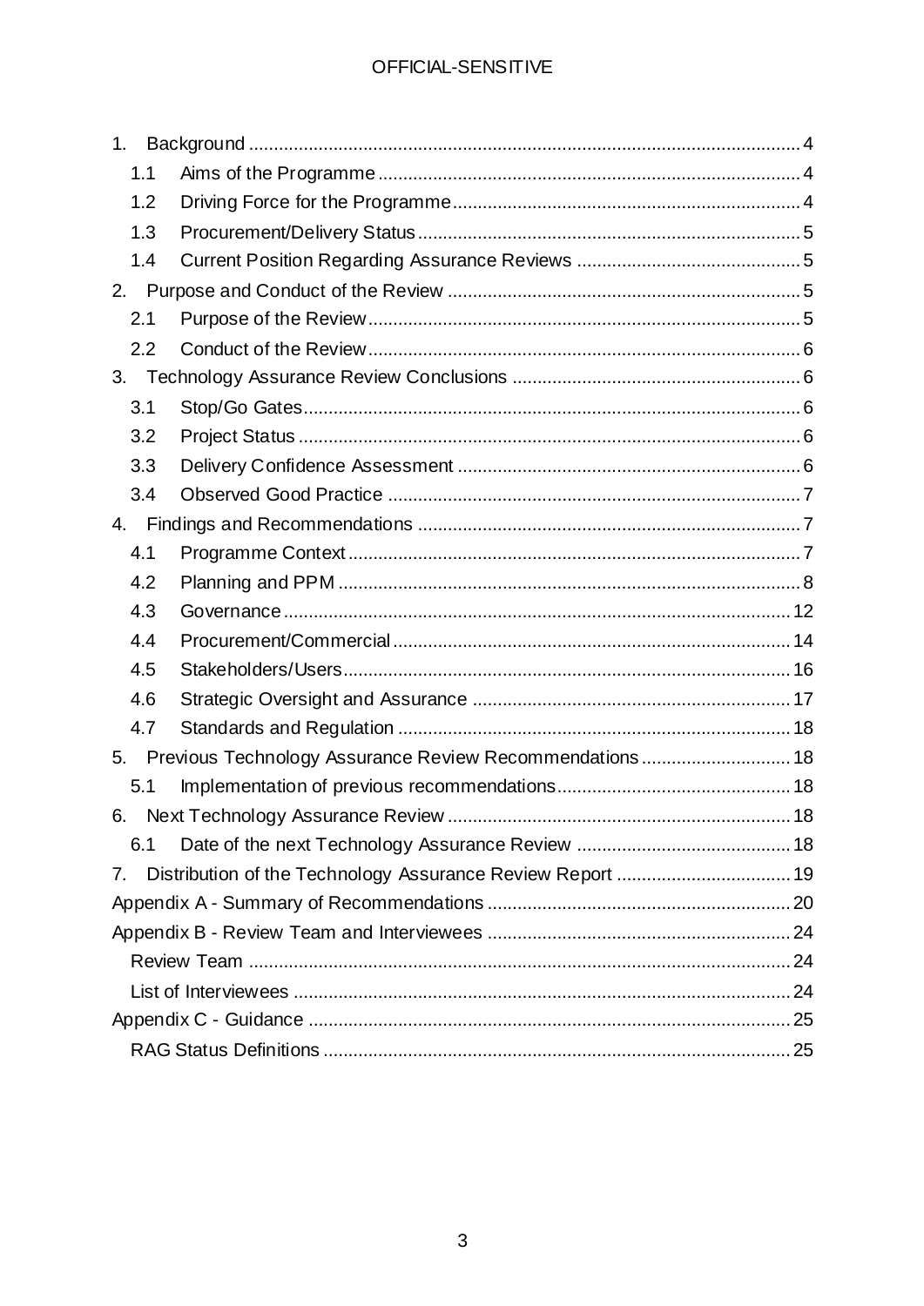1. Background ... 4
    - 1.1 Aims of the Programme ... 4
    - 1.2 Driving Force for the Programme ... 4
    - 1.3 Procurement/Delivery Status ... 5
    - 1.4 Current Position Regarding Assurance Reviews ... 5
2. Purpose and Conduct of the Review ... 5
    - 2.1 Purpose of the Review ... 5
    - 2.2 Conduct of the Review ... 6
3. Technology Assurance Review Conclusions ... 6
    - 3.1 Stop/Go Gates ... 6
    - 3.2 Project Status ... 6
    - 3.3 Delivery Confidence Assessment ... 6
    - 3.4 Observed Good Practice ... 7
4. Findings and Recommendations ... 7
    - 4.1 Programme Context ... 7
    - 4.2 Planning and PPM ... 8
    - 4.3 Governance ... 12
    - 4.4 Procurement/Commercial ... 14
    - 4.5 Stakeholders/Users ... 16
    - 4.6 Strategic Oversight and Assurance ... 17
    - 4.7 Standards and Regulation ... 18
5. Previous Technology Assurance Review Recommendations ... 18
    - 5.1 Implementation of previous recommendations ... 18
6. Next Technology Assurance Review ... 18
    - 6.1 Date of the next Technology Assurance Review ... 18
7. Distribution of the Technology Assurance Review Report ... 19

Appendix A - Summary of Recommendations ... 20

Appendix B - Review Team and Interviewees ... 24
- Review Team ... 24
- List of Interviewees ... 24

Appendix C - Guidance ... 25
- RAG Status Definitions ... 25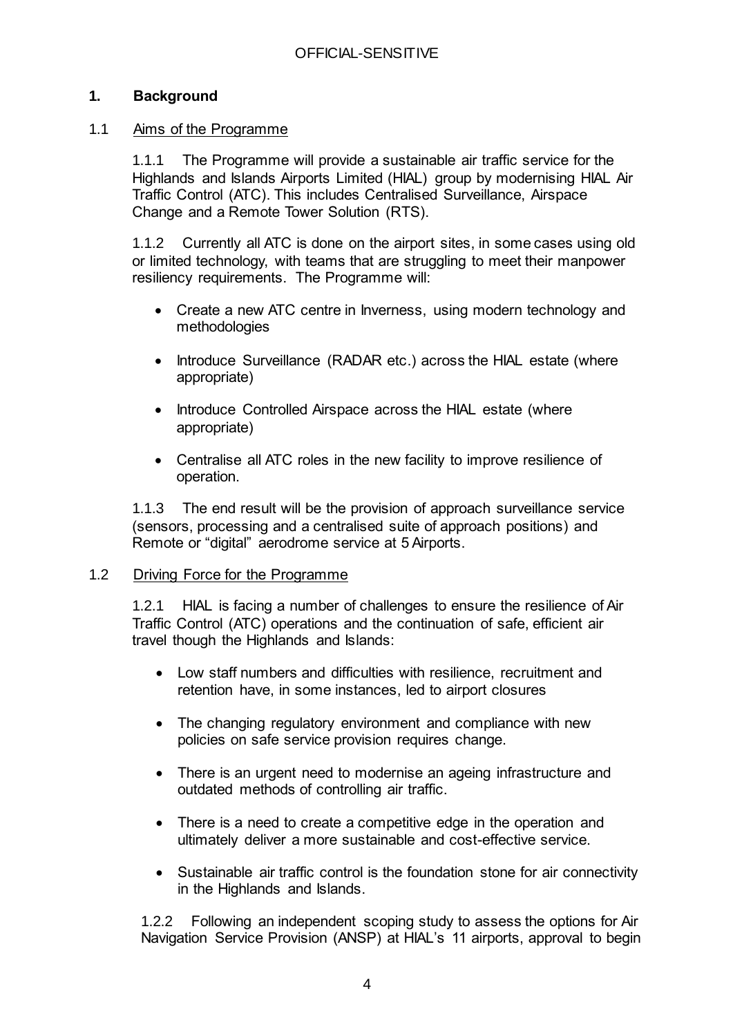## 1. Background

### 1.1 Aims of the Programme

1.1.1 The Programme will provide a sustainable air traffic service for the Highlands and Islands Airports Limited (HIAL) group by modernising HIAL Air Traffic Control (ATC). This includes Centralised Surveillance, Airspace Change and a Remote Tower Solution (RTS).

1.1.2 Currently all ATC is done on the airport sites, in some cases using old or limited technology, with teams that are struggling to meet their manpower resiliency requirements. The Programme will:

- Create a new ATC centre in Inverness, using modern technology and methodologies
- Introduce Surveillance (RADAR etc.) across the HIAL estate (where appropriate)
- Introduce Controlled Airspace across the HIAL estate (where appropriate)
- Centralise all ATC roles in the new facility to improve resilience of operation.

1.1.3 The end result will be the provision of approach surveillance service (sensors, processing and a centralised suite of approach positions) and Remote or "digital" aerodrome service at 5 Airports.

### 1.2 Driving Force for the Programme

1.2.1 HIAL is facing a number of challenges to ensure the resilience of Air Traffic Control (ATC) operations and the continuation of safe, efficient air travel though the Highlands and Islands:

- Low staff numbers and difficulties with resilience, recruitment and retention have, in some instances, led to airport closures
- The changing regulatory environment and compliance with new policies on safe service provision requires change.
- There is an urgent need to modernise an ageing infrastructure and outdated methods of controlling air traffic.
- There is a need to create a competitive edge in the operation and ultimately deliver a more sustainable and cost-effective service.
- Sustainable air traffic control is the foundation stone for air connectivity in the Highlands and Islands.

1.2.2 Following an independent scoping study to assess the options for Air Navigation Service Provision (ANSP) at HIAL's 11 airports, approval to begin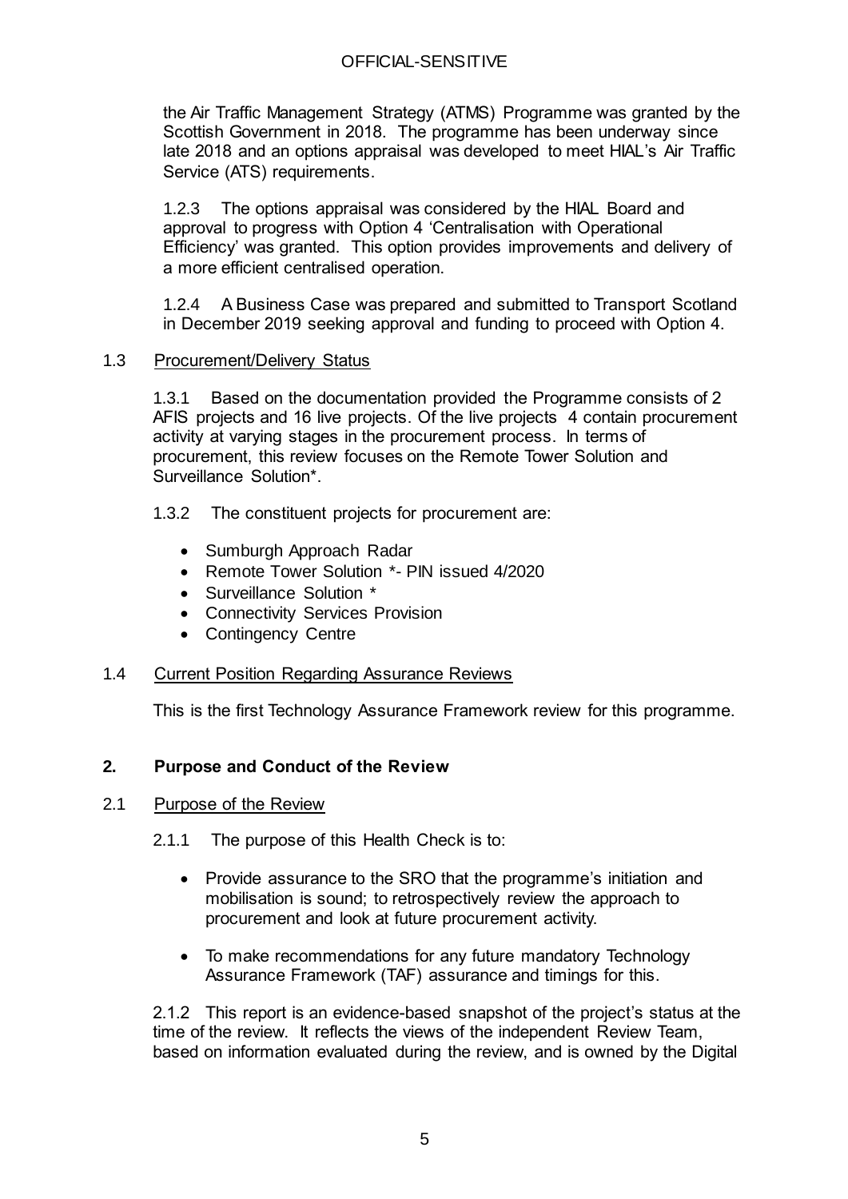the Air Traffic Management Strategy (ATMS) Programme was granted by the Scottish Government in 2018. The programme has been underway since late 2018 and an options appraisal was developed to meet HIAL's Air Traffic Service (ATS) requirements.

1.2.3 The options appraisal was considered by the HIAL Board and approval to progress with Option 4 'Centralisation with Operational Efficiency' was granted. This option provides improvements and delivery of a more efficient centralised operation.

1.2.4 A Business Case was prepared and submitted to Transport Scotland in December 2019 seeking approval and funding to proceed with Option 4.

1.3 Procurement/Delivery Status

1.3.1 Based on the documentation provided the Programme consists of 2 AFIS projects and 16 live projects. Of the live projects 4 contain procurement activity at varying stages in the procurement process. In terms of procurement, this review focuses on the Remote Tower Solution and Surveillance Solution*.

1.3.2 The constituent projects for procurement are:

- Sumburgh Approach Radar
- Remote Tower Solution *- PIN issued 4/2020
- Surveillance Solution *
- Connectivity Services Provision
- Contingency Centre

1.4 Current Position Regarding Assurance Reviews

This is the first Technology Assurance Framework review for this programme.

## 2. Purpose and Conduct of the Review

2.1 Purpose of the Review

2.1.1 The purpose of this Health Check is to:

- Provide assurance to the SRO that the programme's initiation and mobilisation is sound; to retrospectively review the approach to procurement and look at future procurement activity.
- To make recommendations for any future mandatory Technology Assurance Framework (TAF) assurance and timings for this.

2.1.2 This report is an evidence-based snapshot of the project's status at the time of the review. It reflects the views of the independent Review Team, based on information evaluated during the review, and is owned by the Digital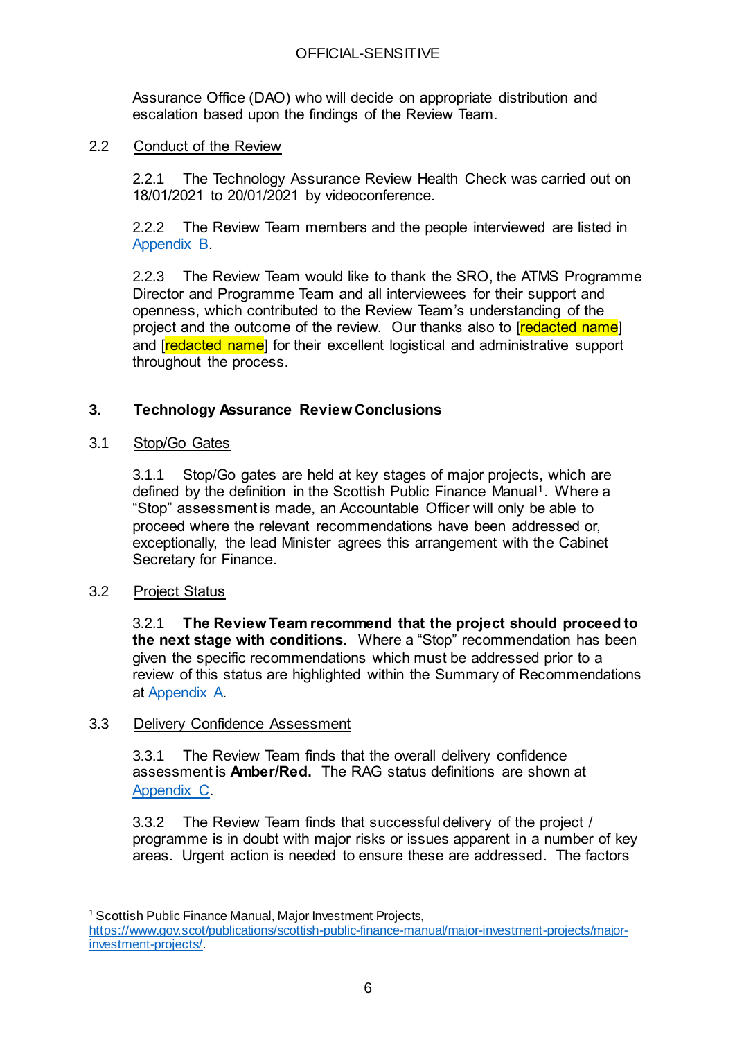OFFICIAL-SENSITIVE

Assurance Office (DAO) who will decide on appropriate distribution and escalation based upon the findings of the Review Team.

2.2 Conduct of the Review

2.2.1 The Technology Assurance Review Health Check was carried out on 18/01/2021 to 20/01/2021 by videoconference.

2.2.2 The Review Team members and the people interviewed are listed in Appendix B.

2.2.3 The Review Team would like to thank the SRO, the ATMS Programme Director and Programme Team and all interviewees for their support and openness, which contributed to the Review Team's understanding of the project and the outcome of the review. Our thanks also to [redacted name] and [redacted name] for their excellent logistical and administrative support throughout the process.

## 3. Technology Assurance Review Conclusions

3.1 Stop/Go Gates

3.1.1 Stop/Go gates are held at key stages of major projects, which are defined by the definition in the Scottish Public Finance Manual[1]. Where a "Stop" assessment is made, an Accountable Officer will only be able to proceed where the relevant recommendations have been addressed or, exceptionally, the lead Minister agrees this arrangement with the Cabinet Secretary for Finance.

3.2 Project Status

3.2.1 **The Review Team recommend that the project should proceed to the next stage with conditions.** Where a "Stop" recommendation has been given the specific recommendations which must be addressed prior to a review of this status are highlighted within the Summary of Recommendations at Appendix A.

3.3 Delivery Confidence Assessment

3.3.1 The Review Team finds that the overall delivery confidence assessment is **Amber/Red.** The RAG status definitions are shown at Appendix C.

3.3.2 The Review Team finds that successful delivery of the project / programme is in doubt with major risks or issues apparent in a number of key areas. Urgent action is needed to ensure these are addressed. The factors

[1] Scottish Public Finance Manual, Major Investment Projects, https://www.gov.scot/publications/scottish-public-finance-manual/major-investment-projects/major-investment-projects/.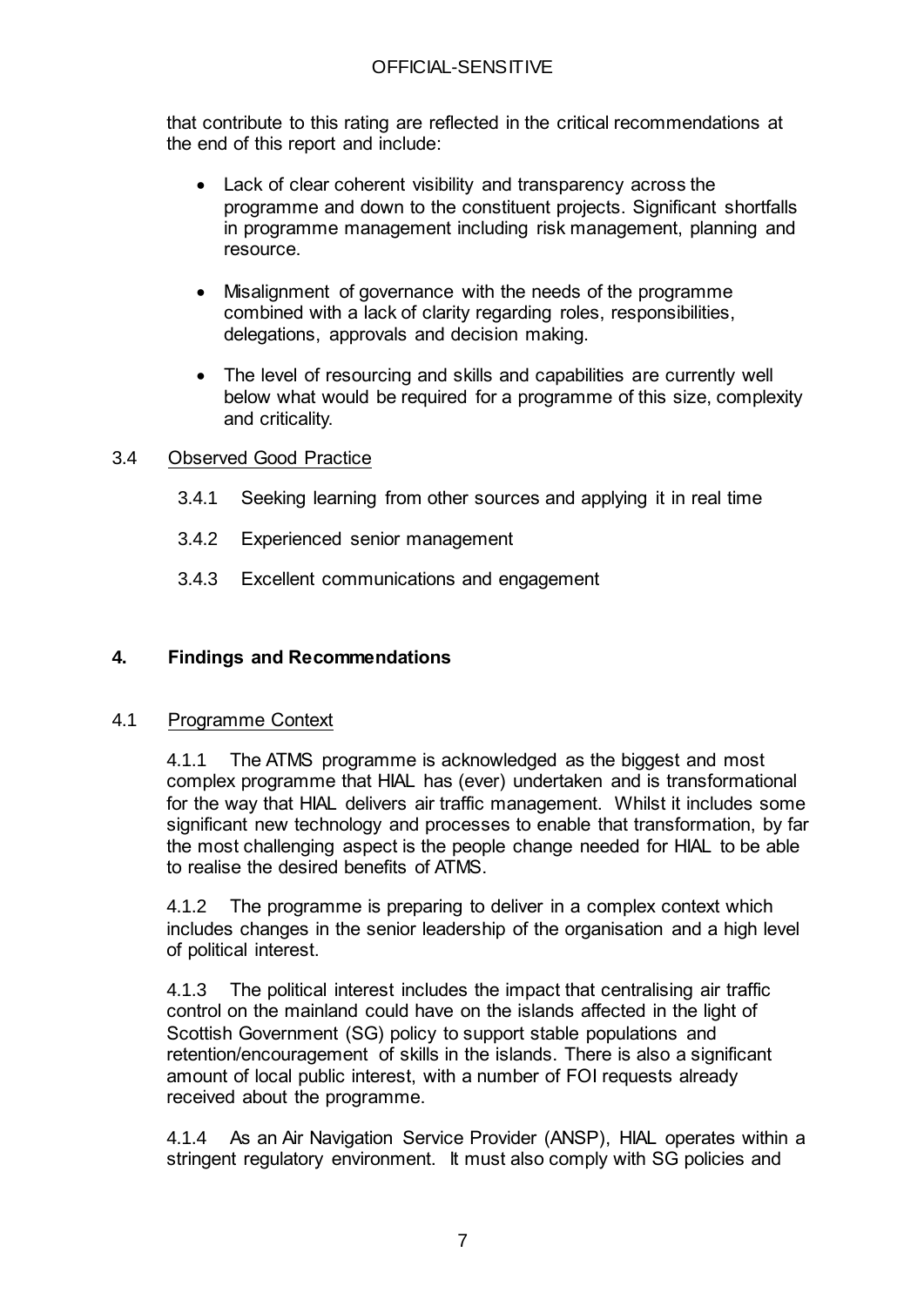that contribute to this rating are reflected in the critical recommendations at the end of this report and include:

- Lack of clear coherent visibility and transparency across the programme and down to the constituent projects. Significant shortfalls in programme management including risk management, planning and resource.
- Misalignment of governance with the needs of the programme combined with a lack of clarity regarding roles, responsibilities, delegations, approvals and decision making.
- The level of resourcing and skills and capabilities are currently well below what would be required for a programme of this size, complexity and criticality.

3.4 Observed Good Practice

3.4.1 Seeking learning from other sources and applying it in real time

3.4.2 Experienced senior management

3.4.3 Excellent communications and engagement

## 4. Findings and Recommendations

4.1 Programme Context

4.1.1 The ATMS programme is acknowledged as the biggest and most complex programme that HIAL has (ever) undertaken and is transformational for the way that HIAL delivers air traffic management. Whilst it includes some significant new technology and processes to enable that transformation, by far the most challenging aspect is the people change needed for HIAL to be able to realise the desired benefits of ATMS.

4.1.2 The programme is preparing to deliver in a complex context which includes changes in the senior leadership of the organisation and a high level of political interest.

4.1.3 The political interest includes the impact that centralising air traffic control on the mainland could have on the islands affected in the light of Scottish Government (SG) policy to support stable populations and retention/encouragement of skills in the islands. There is also a significant amount of local public interest, with a number of FOI requests already received about the programme.

4.1.4 As an Air Navigation Service Provider (ANSP), HIAL operates within a stringent regulatory environment. It must also comply with SG policies and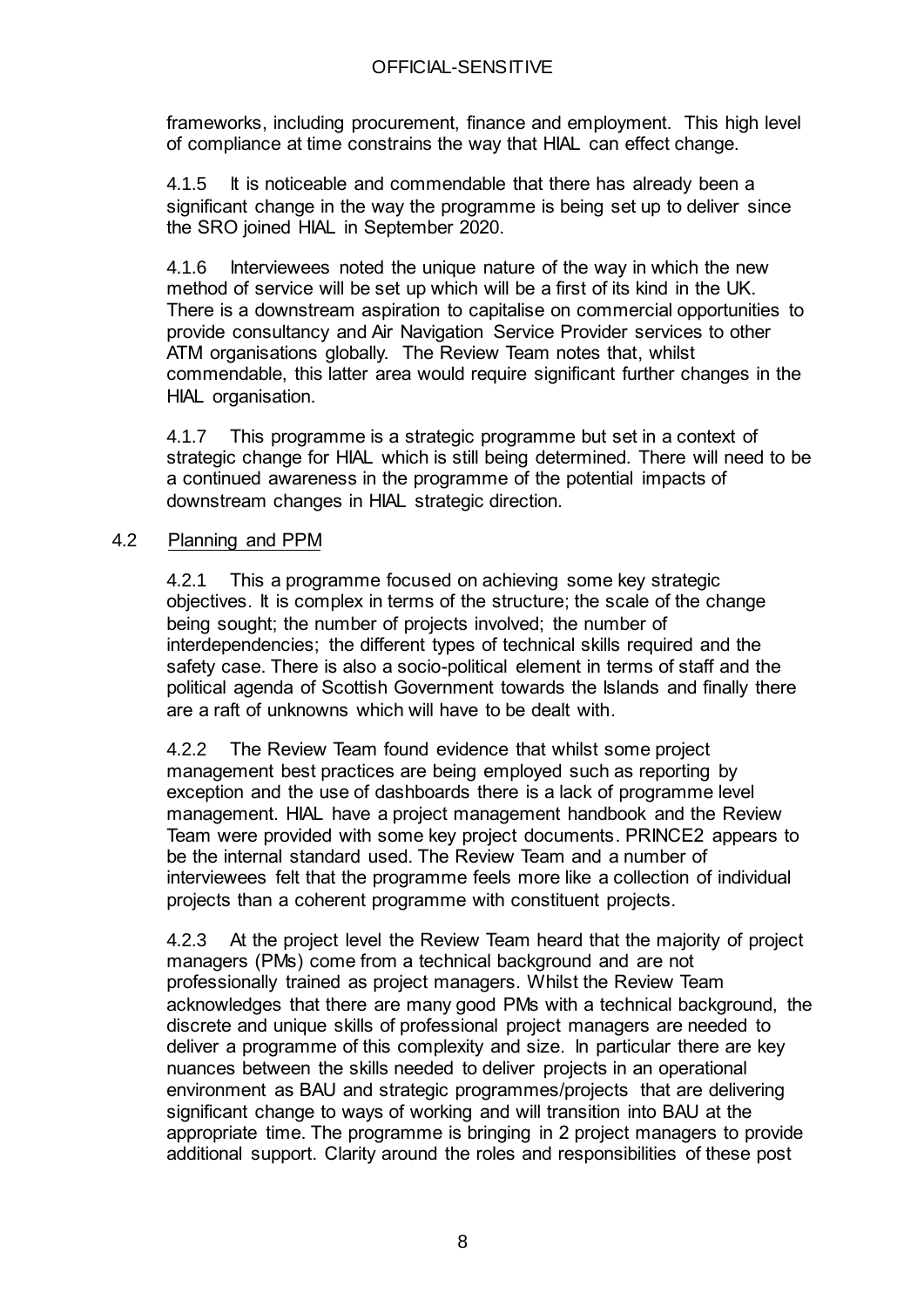frameworks, including procurement, finance and employment. This high level of compliance at time constrains the way that HIAL can effect change.

4.1.5 It is noticeable and commendable that there has already been a significant change in the way the programme is being set up to deliver since the SRO joined HIAL in September 2020.

4.1.6 Interviewees noted the unique nature of the way in which the new method of service will be set up which will be a first of its kind in the UK. There is a downstream aspiration to capitalise on commercial opportunities to provide consultancy and Air Navigation Service Provider services to other ATM organisations globally. The Review Team notes that, whilst commendable, this latter area would require significant further changes in the HIAL organisation.

4.1.7 This programme is a strategic programme but set in a context of strategic change for HIAL which is still being determined. There will need to be a continued awareness in the programme of the potential impacts of downstream changes in HIAL strategic direction.

## 4.2 Planning and PPM

4.2.1 This a programme focused on achieving some key strategic objectives. It is complex in terms of the structure; the scale of the change being sought; the number of projects involved; the number of interdependencies; the different types of technical skills required and the safety case. There is also a socio-political element in terms of staff and the political agenda of Scottish Government towards the Islands and finally there are a raft of unknowns which will have to be dealt with.

4.2.2 The Review Team found evidence that whilst some project management best practices are being employed such as reporting by exception and the use of dashboards there is a lack of programme level management. HIAL have a project management handbook and the Review Team were provided with some key project documents. PRINCE2 appears to be the internal standard used. The Review Team and a number of interviewees felt that the programme feels more like a collection of individual projects than a coherent programme with constituent projects.

4.2.3 At the project level the Review Team heard that the majority of project managers (PMs) come from a technical background and are not professionally trained as project managers. Whilst the Review Team acknowledges that there are many good PMs with a technical background, the discrete and unique skills of professional project managers are needed to deliver a programme of this complexity and size. In particular there are key nuances between the skills needed to deliver projects in an operational environment as BAU and strategic programmes/projects that are delivering significant change to ways of working and will transition into BAU at the appropriate time. The programme is bringing in 2 project managers to provide additional support. Clarity around the roles and responsibilities of these post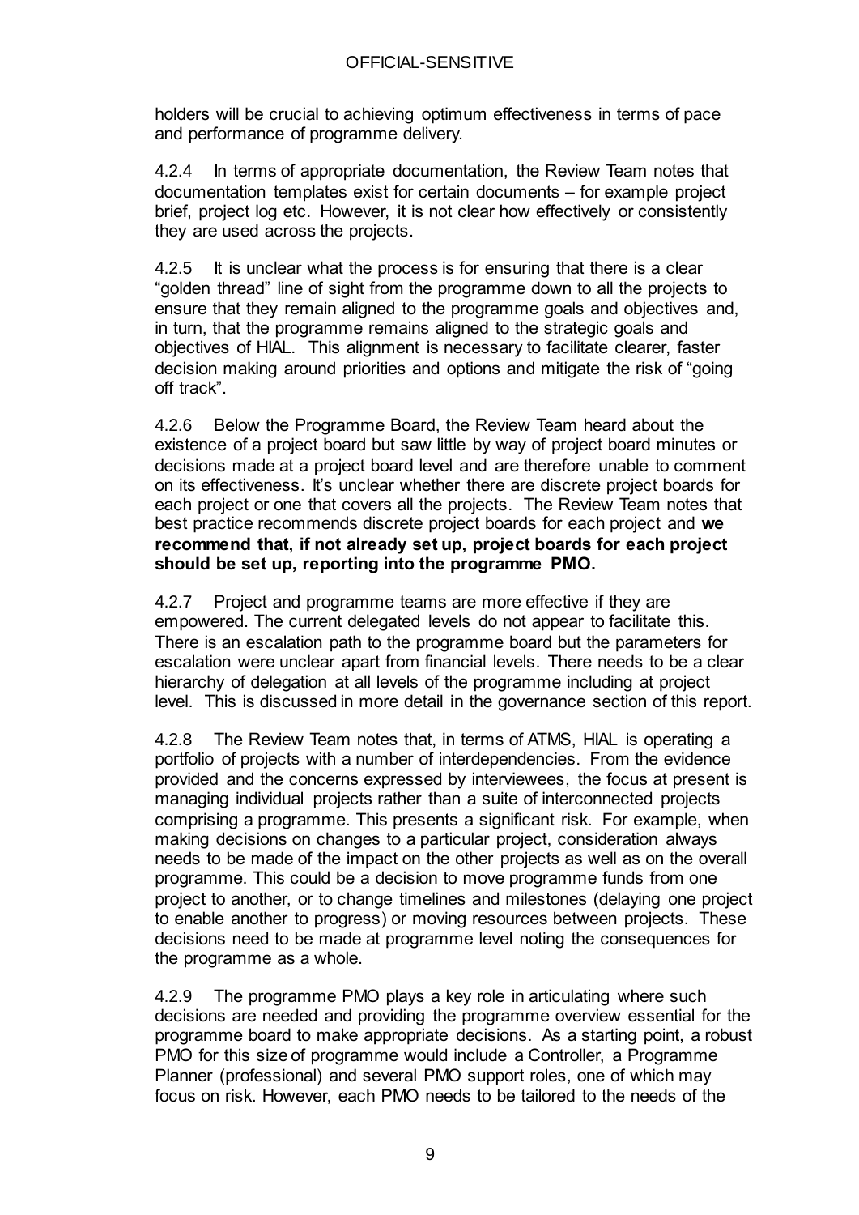holders will be crucial to achieving optimum effectiveness in terms of pace and performance of programme delivery.

4.2.4 In terms of appropriate documentation, the Review Team notes that documentation templates exist for certain documents – for example project brief, project log etc. However, it is not clear how effectively or consistently they are used across the projects.

4.2.5 It is unclear what the process is for ensuring that there is a clear "golden thread" line of sight from the programme down to all the projects to ensure that they remain aligned to the programme goals and objectives and, in turn, that the programme remains aligned to the strategic goals and objectives of HIAL. This alignment is necessary to facilitate clearer, faster decision making around priorities and options and mitigate the risk of "going off track".

4.2.6 Below the Programme Board, the Review Team heard about the existence of a project board but saw little by way of project board minutes or decisions made at a project board level and are therefore unable to comment on its effectiveness. It's unclear whether there are discrete project boards for each project or one that covers all the projects. The Review Team notes that best practice recommends discrete project boards for each project and **we recommend that, if not already set up, project boards for each project should be set up, reporting into the programme PMO.**

4.2.7 Project and programme teams are more effective if they are empowered. The current delegated levels do not appear to facilitate this. There is an escalation path to the programme board but the parameters for escalation were unclear apart from financial levels. There needs to be a clear hierarchy of delegation at all levels of the programme including at project level. This is discussed in more detail in the governance section of this report.

4.2.8 The Review Team notes that, in terms of ATMS, HIAL is operating a portfolio of projects with a number of interdependencies. From the evidence provided and the concerns expressed by interviewees, the focus at present is managing individual projects rather than a suite of interconnected projects comprising a programme. This presents a significant risk. For example, when making decisions on changes to a particular project, consideration always needs to be made of the impact on the other projects as well as on the overall programme. This could be a decision to move programme funds from one project to another, or to change timelines and milestones (delaying one project to enable another to progress) or moving resources between projects. These decisions need to be made at programme level noting the consequences for the programme as a whole.

4.2.9 The programme PMO plays a key role in articulating where such decisions are needed and providing the programme overview essential for the programme board to make appropriate decisions. As a starting point, a robust PMO for this size of programme would include a Controller, a Programme Planner (professional) and several PMO support roles, one of which may focus on risk. However, each PMO needs to be tailored to the needs of the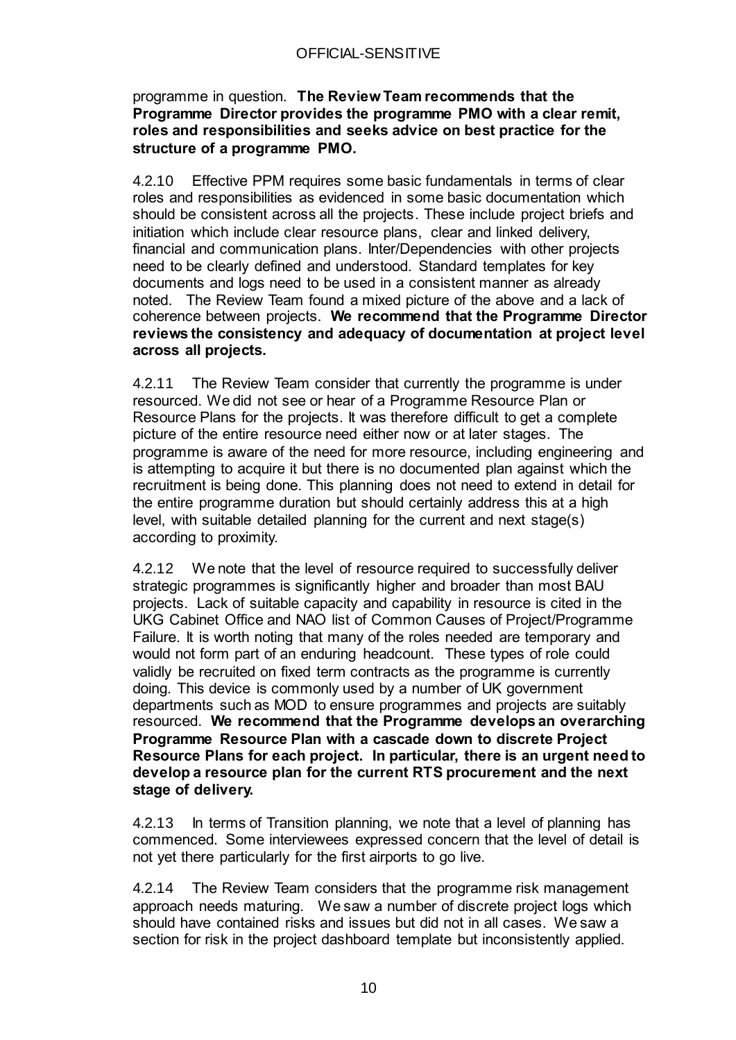programme in question. **The Review Team recommends that the Programme Director provides the programme PMO with a clear remit, roles and responsibilities and seeks advice on best practice for the structure of a programme PMO.**

4.2.10 Effective PPM requires some basic fundamentals in terms of clear roles and responsibilities as evidenced in some basic documentation which should be consistent across all the projects. These include project briefs and initiation which include clear resource plans, clear and linked delivery, financial and communication plans. Inter/Dependencies with other projects need to be clearly defined and understood. Standard templates for key documents and logs need to be used in a consistent manner as already noted. The Review Team found a mixed picture of the above and a lack of coherence between projects. **We recommend that the Programme Director reviews the consistency and adequacy of documentation at project level across all projects.**

4.2.11 The Review Team consider that currently the programme is under resourced. We did not see or hear of a Programme Resource Plan or Resource Plans for the projects. It was therefore difficult to get a complete picture of the entire resource need either now or at later stages. The programme is aware of the need for more resource, including engineering and is attempting to acquire it but there is no documented plan against which the recruitment is being done. This planning does not need to extend in detail for the entire programme duration but should certainly address this at a high level, with suitable detailed planning for the current and next stage(s) according to proximity.

4.2.12 We note that the level of resource required to successfully deliver strategic programmes is significantly higher and broader than most BAU projects. Lack of suitable capacity and capability in resource is cited in the UKG Cabinet Office and NAO list of Common Causes of Project/Programme Failure. It is worth noting that many of the roles needed are temporary and would not form part of an enduring headcount. These types of role could validly be recruited on fixed term contracts as the programme is currently doing. This device is commonly used by a number of UK government departments such as MOD to ensure programmes and projects are suitably resourced. **We recommend that the Programme develops an overarching Programme Resource Plan with a cascade down to discrete Project Resource Plans for each project. In particular, there is an urgent need to develop a resource plan for the current RTS procurement and the next stage of delivery.**

4.2.13 In terms of Transition planning, we note that a level of planning has commenced. Some interviewees expressed concern that the level of detail is not yet there particularly for the first airports to go live.

4.2.14 The Review Team considers that the programme risk management approach needs maturing. We saw a number of discrete project logs which should have contained risks and issues but did not in all cases. We saw a section for risk in the project dashboard template but inconsistently applied.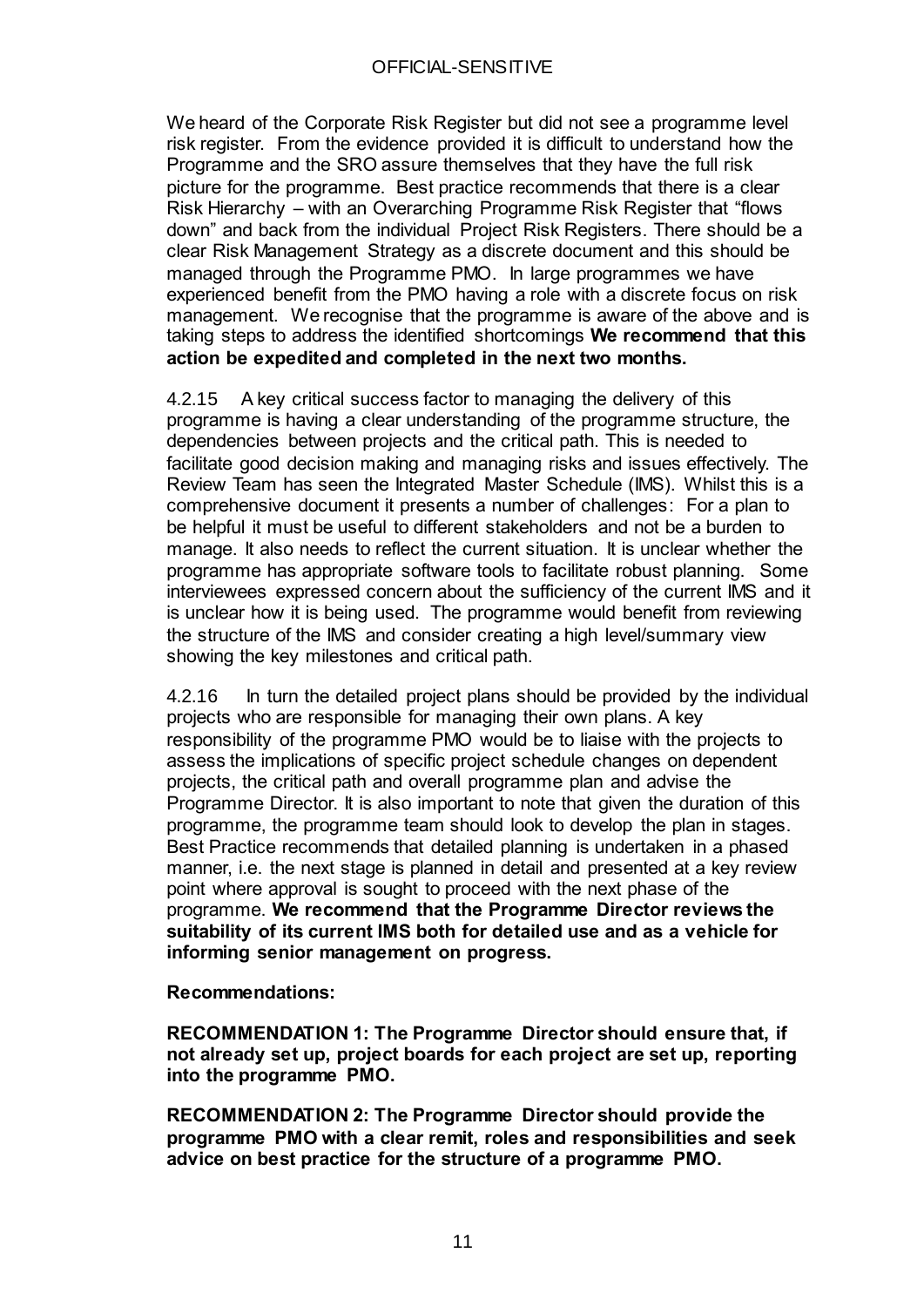We heard of the Corporate Risk Register but did not see a programme level risk register. From the evidence provided it is difficult to understand how the Programme and the SRO assure themselves that they have the full risk picture for the programme. Best practice recommends that there is a clear Risk Hierarchy – with an Overarching Programme Risk Register that "flows down" and back from the individual Project Risk Registers. There should be a clear Risk Management Strategy as a discrete document and this should be managed through the Programme PMO. In large programmes we have experienced benefit from the PMO having a role with a discrete focus on risk management. We recognise that the programme is aware of the above and is taking steps to address the identified shortcomings **We recommend that this action be expedited and completed in the next two months.**

4.2.15 A key critical success factor to managing the delivery of this programme is having a clear understanding of the programme structure, the dependencies between projects and the critical path. This is needed to facilitate good decision making and managing risks and issues effectively. The Review Team has seen the Integrated Master Schedule (IMS). Whilst this is a comprehensive document it presents a number of challenges: For a plan to be helpful it must be useful to different stakeholders and not be a burden to manage. It also needs to reflect the current situation. It is unclear whether the programme has appropriate software tools to facilitate robust planning. Some interviewees expressed concern about the sufficiency of the current IMS and it is unclear how it is being used. The programme would benefit from reviewing the structure of the IMS and consider creating a high level/summary view showing the key milestones and critical path.

4.2.16 In turn the detailed project plans should be provided by the individual projects who are responsible for managing their own plans. A key responsibility of the programme PMO would be to liaise with the projects to assess the implications of specific project schedule changes on dependent projects, the critical path and overall programme plan and advise the Programme Director. It is also important to note that given the duration of this programme, the programme team should look to develop the plan in stages. Best Practice recommends that detailed planning is undertaken in a phased manner, i.e. the next stage is planned in detail and presented at a key review point where approval is sought to proceed with the next phase of the programme. **We recommend that the Programme Director reviews the suitability of its current IMS both for detailed use and as a vehicle for informing senior management on progress.**

**Recommendations:**

**RECOMMENDATION 1: The Programme Director should ensure that, if not already set up, project boards for each project are set up, reporting into the programme PMO.**

**RECOMMENDATION 2: The Programme Director should provide the programme PMO with a clear remit, roles and responsibilities and seek advice on best practice for the structure of a programme PMO.**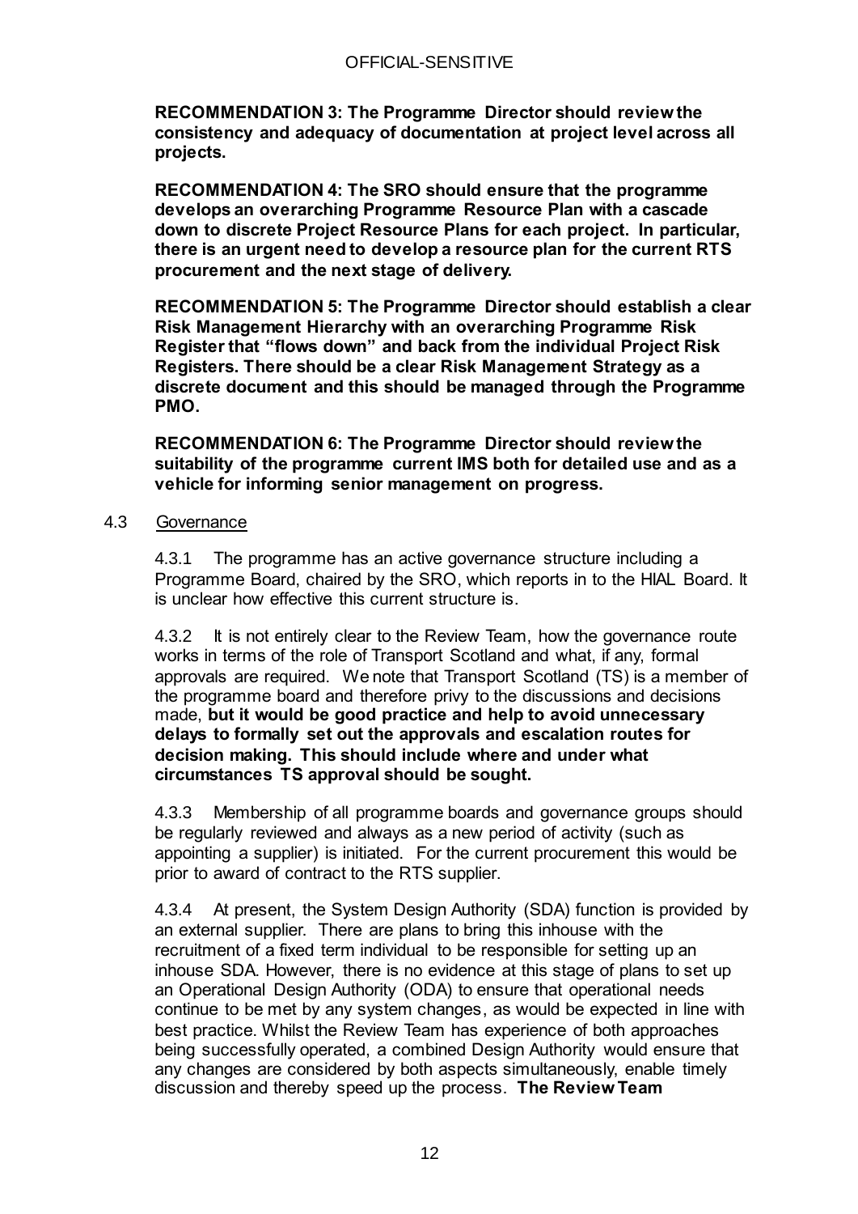**RECOMMENDATION 3: The Programme Director should review the consistency and adequacy of documentation at project level across all projects.**

**RECOMMENDATION 4: The SRO should ensure that the programme develops an overarching Programme Resource Plan with a cascade down to discrete Project Resource Plans for each project. In particular, there is an urgent need to develop a resource plan for the current RTS procurement and the next stage of delivery.**

**RECOMMENDATION 5: The Programme Director should establish a clear Risk Management Hierarchy with an overarching Programme Risk Register that "flows down" and back from the individual Project Risk Registers. There should be a clear Risk Management Strategy as a discrete document and this should be managed through the Programme PMO.**

**RECOMMENDATION 6: The Programme Director should review the suitability of the programme current IMS both for detailed use and as a vehicle for informing senior management on progress.**

### 4.3 Governance

4.3.1 The programme has an active governance structure including a Programme Board, chaired by the SRO, which reports in to the HIAL Board. It is unclear how effective this current structure is.

4.3.2 It is not entirely clear to the Review Team, how the governance route works in terms of the role of Transport Scotland and what, if any, formal approvals are required. We note that Transport Scotland (TS) is a member of the programme board and therefore privy to the discussions and decisions made, **but it would be good practice and help to avoid unnecessary delays to formally set out the approvals and escalation routes for decision making. This should include where and under what circumstances TS approval should be sought.**

4.3.3 Membership of all programme boards and governance groups should be regularly reviewed and always as a new period of activity (such as appointing a supplier) is initiated. For the current procurement this would be prior to award of contract to the RTS supplier.

4.3.4 At present, the System Design Authority (SDA) function is provided by an external supplier. There are plans to bring this inhouse with the recruitment of a fixed term individual to be responsible for setting up an inhouse SDA. However, there is no evidence at this stage of plans to set up an Operational Design Authority (ODA) to ensure that operational needs continue to be met by any system changes, as would be expected in line with best practice. Whilst the Review Team has experience of both approaches being successfully operated, a combined Design Authority would ensure that any changes are considered by both aspects simultaneously, enable timely discussion and thereby speed up the process. **The Review Team**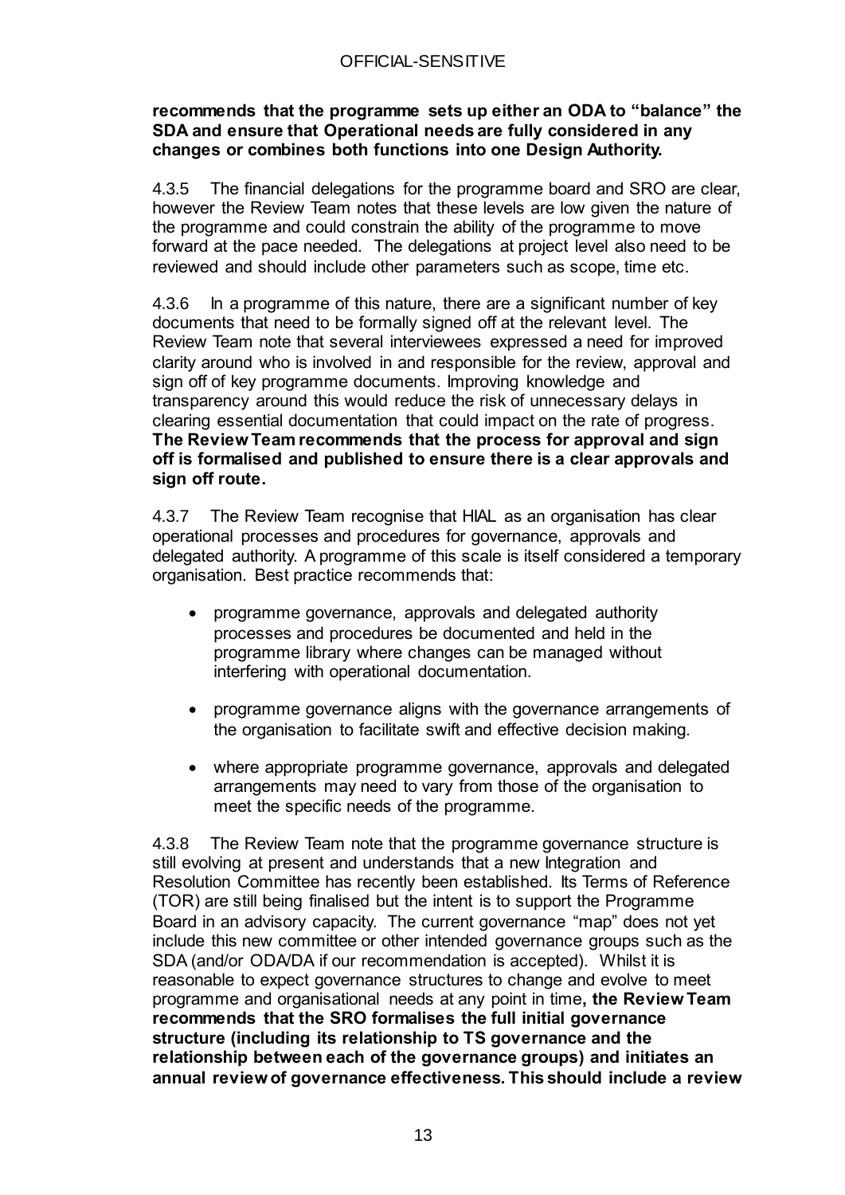**recommends that the programme sets up either an ODA to "balance" the SDA and ensure that Operational needs are fully considered in any changes or combines both functions into one Design Authority.**

4.3.5 The financial delegations for the programme board and SRO are clear, however the Review Team notes that these levels are low given the nature of the programme and could constrain the ability of the programme to move forward at the pace needed. The delegations at project level also need to be reviewed and should include other parameters such as scope, time etc.

4.3.6 In a programme of this nature, there are a significant number of key documents that need to be formally signed off at the relevant level. The Review Team note that several interviewees expressed a need for improved clarity around who is involved in and responsible for the review, approval and sign off of key programme documents. Improving knowledge and transparency around this would reduce the risk of unnecessary delays in clearing essential documentation that could impact on the rate of progress. **The Review Team recommends that the process for approval and sign off is formalised and published to ensure there is a clear approvals and sign off route.**

4.3.7 The Review Team recognise that HIAL as an organisation has clear operational processes and procedures for governance, approvals and delegated authority. A programme of this scale is itself considered a temporary organisation. Best practice recommends that:

- programme governance, approvals and delegated authority processes and procedures be documented and held in the programme library where changes can be managed without interfering with operational documentation.
- programme governance aligns with the governance arrangements of the organisation to facilitate swift and effective decision making.
- where appropriate programme governance, approvals and delegated arrangements may need to vary from those of the organisation to meet the specific needs of the programme.

4.3.8 The Review Team note that the programme governance structure is still evolving at present and understands that a new Integration and Resolution Committee has recently been established. Its Terms of Reference (TOR) are still being finalised but the intent is to support the Programme Board in an advisory capacity. The current governance "map" does not yet include this new committee or other intended governance groups such as the SDA (and/or ODA/DA if our recommendation is accepted). Whilst it is reasonable to expect governance structures to change and evolve to meet programme and organisational needs at any point in time**, the Review Team recommends that the SRO formalises the full initial governance structure (including its relationship to TS governance and the relationship between each of the governance groups) and initiates an annual review of governance effectiveness. This should include a review**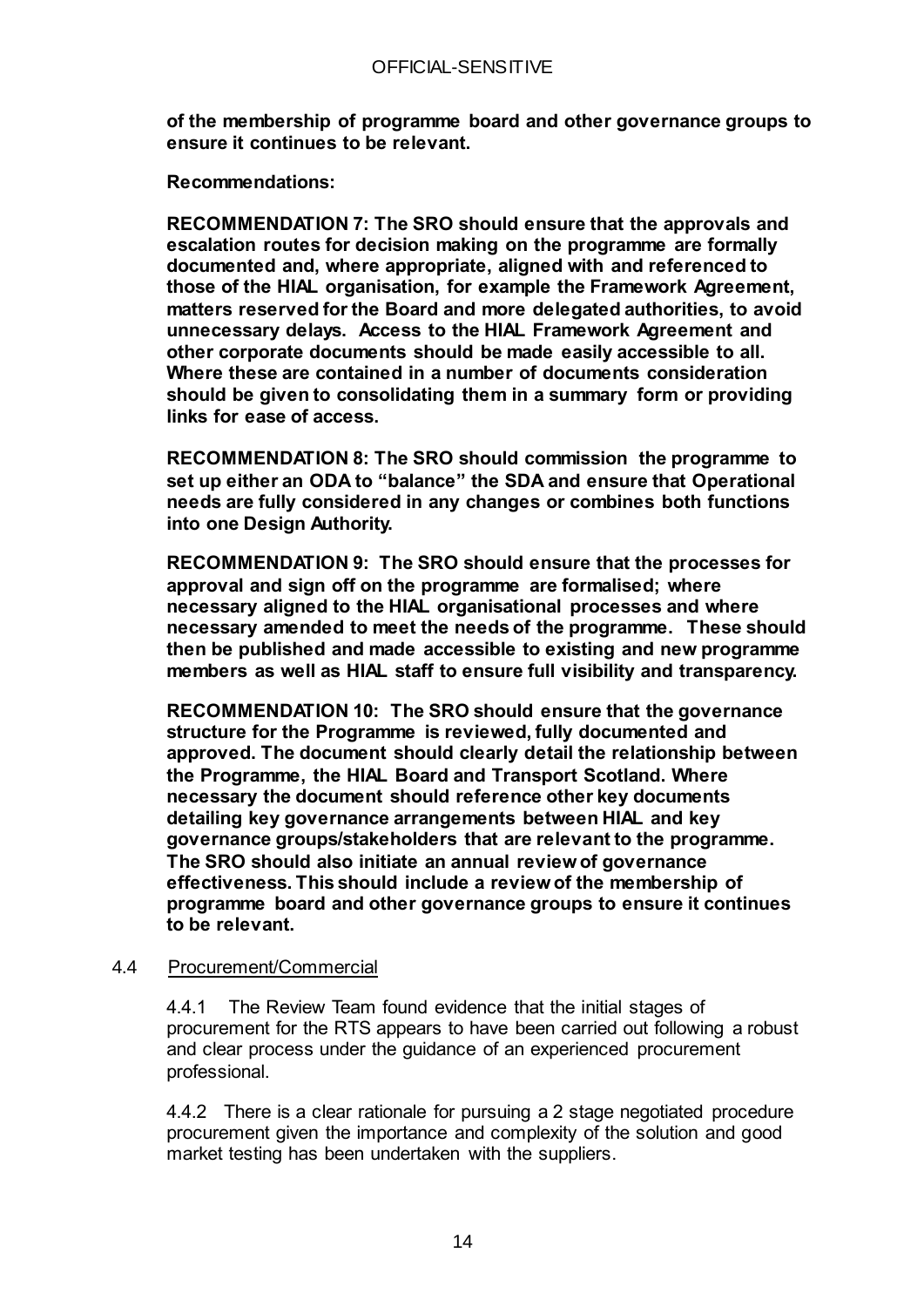**of the membership of programme board and other governance groups to ensure it continues to be relevant.**

**Recommendations:**

**RECOMMENDATION 7: The SRO should ensure that the approvals and escalation routes for decision making on the programme are formally documented and, where appropriate, aligned with and referenced to those of the HIAL organisation, for example the Framework Agreement, matters reserved for the Board and more delegated authorities, to avoid unnecessary delays. Access to the HIAL Framework Agreement and other corporate documents should be made easily accessible to all. Where these are contained in a number of documents consideration should be given to consolidating them in a summary form or providing links for ease of access.**

**RECOMMENDATION 8: The SRO should commission the programme to set up either an ODA to "balance" the SDA and ensure that Operational needs are fully considered in any changes or combines both functions into one Design Authority.**

**RECOMMENDATION 9: The SRO should ensure that the processes for approval and sign off on the programme are formalised; where necessary aligned to the HIAL organisational processes and where necessary amended to meet the needs of the programme. These should then be published and made accessible to existing and new programme members as well as HIAL staff to ensure full visibility and transparency.**

**RECOMMENDATION 10: The SRO should ensure that the governance structure for the Programme is reviewed, fully documented and approved. The document should clearly detail the relationship between the Programme, the HIAL Board and Transport Scotland. Where necessary the document should reference other key documents detailing key governance arrangements between HIAL and key governance groups/stakeholders that are relevant to the programme. The SRO should also initiate an annual review of governance effectiveness. This should include a review of the membership of programme board and other governance groups to ensure it continues to be relevant.**

### 4.4 Procurement/Commercial

4.4.1 The Review Team found evidence that the initial stages of procurement for the RTS appears to have been carried out following a robust and clear process under the guidance of an experienced procurement professional.

4.4.2 There is a clear rationale for pursuing a 2 stage negotiated procedure procurement given the importance and complexity of the solution and good market testing has been undertaken with the suppliers.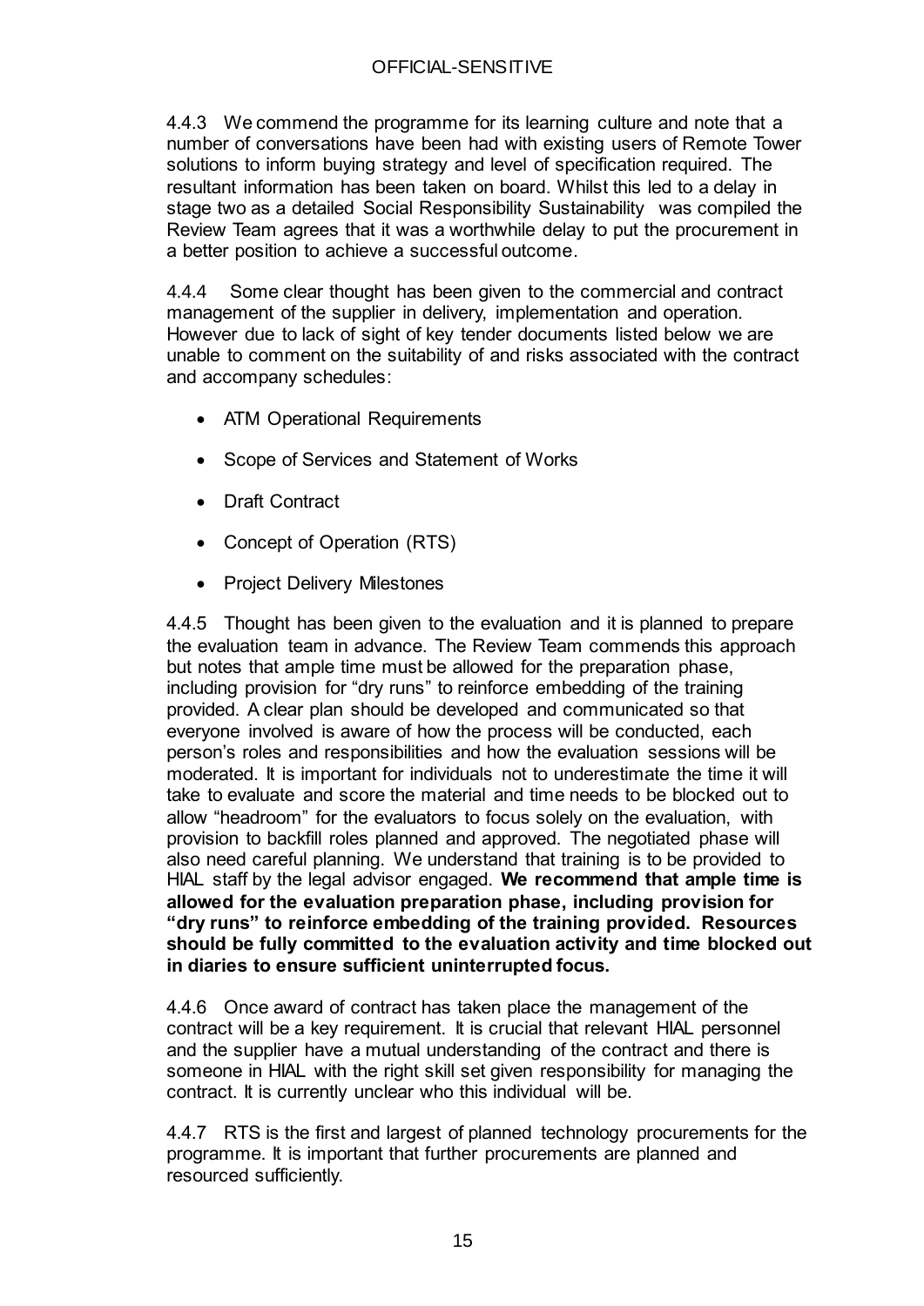4.4.3 We commend the programme for its learning culture and note that a number of conversations have been had with existing users of Remote Tower solutions to inform buying strategy and level of specification required. The resultant information has been taken on board. Whilst this led to a delay in stage two as a detailed Social Responsibility Sustainability was compiled the Review Team agrees that it was a worthwhile delay to put the procurement in a better position to achieve a successful outcome.

4.4.4 Some clear thought has been given to the commercial and contract management of the supplier in delivery, implementation and operation. However due to lack of sight of key tender documents listed below we are unable to comment on the suitability of and risks associated with the contract and accompany schedules:

- ATM Operational Requirements
- Scope of Services and Statement of Works
- Draft Contract
- Concept of Operation (RTS)
- Project Delivery Milestones

4.4.5 Thought has been given to the evaluation and it is planned to prepare the evaluation team in advance. The Review Team commends this approach but notes that ample time must be allowed for the preparation phase, including provision for "dry runs" to reinforce embedding of the training provided. A clear plan should be developed and communicated so that everyone involved is aware of how the process will be conducted, each person's roles and responsibilities and how the evaluation sessions will be moderated. It is important for individuals not to underestimate the time it will take to evaluate and score the material and time needs to be blocked out to allow "headroom" for the evaluators to focus solely on the evaluation, with provision to backfill roles planned and approved. The negotiated phase will also need careful planning. We understand that training is to be provided to HIAL staff by the legal advisor engaged. **We recommend that ample time is allowed for the evaluation preparation phase, including provision for "dry runs" to reinforce embedding of the training provided. Resources should be fully committed to the evaluation activity and time blocked out in diaries to ensure sufficient uninterrupted focus.**

4.4.6 Once award of contract has taken place the management of the contract will be a key requirement. It is crucial that relevant HIAL personnel and the supplier have a mutual understanding of the contract and there is someone in HIAL with the right skill set given responsibility for managing the contract. It is currently unclear who this individual will be.

4.4.7 RTS is the first and largest of planned technology procurements for the programme. It is important that further procurements are planned and resourced sufficiently.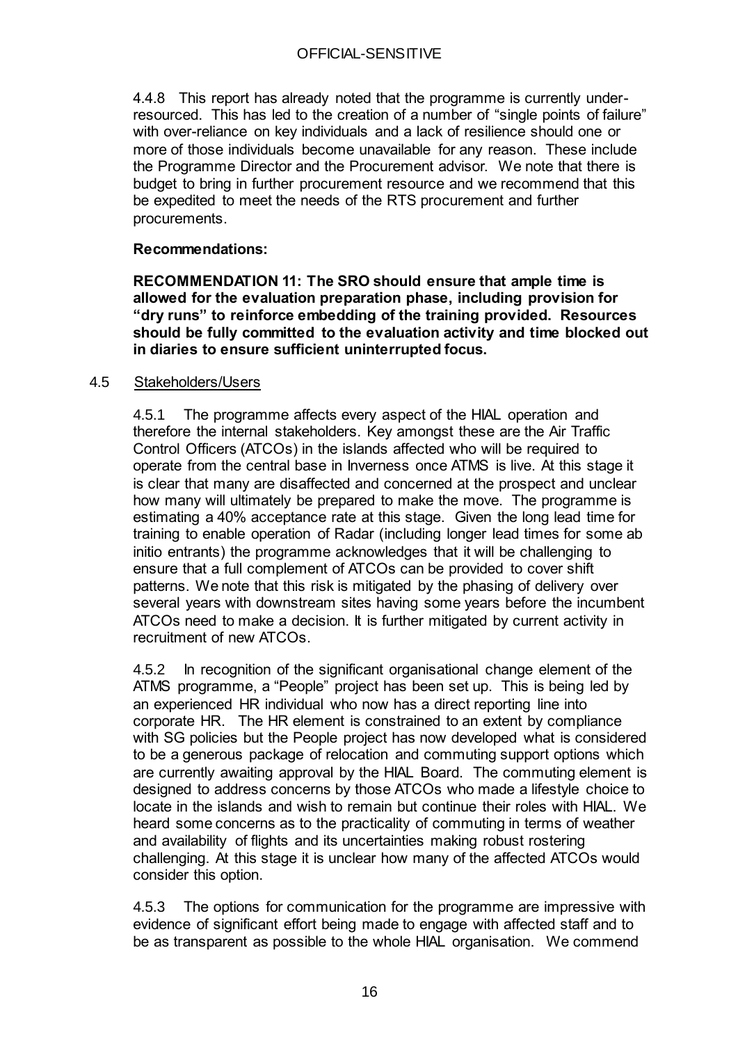4.4.8 This report has already noted that the programme is currently under-resourced. This has led to the creation of a number of "single points of failure" with over-reliance on key individuals and a lack of resilience should one or more of those individuals become unavailable for any reason. These include the Programme Director and the Procurement advisor. We note that there is budget to bring in further procurement resource and we recommend that this be expedited to meet the needs of the RTS procurement and further procurements.

**Recommendations:**

**RECOMMENDATION 11: The SRO should ensure that ample time is allowed for the evaluation preparation phase, including provision for "dry runs" to reinforce embedding of the training provided. Resources should be fully committed to the evaluation activity and time blocked out in diaries to ensure sufficient uninterrupted focus.**

### 4.5 Stakeholders/Users

4.5.1 The programme affects every aspect of the HIAL operation and therefore the internal stakeholders. Key amongst these are the Air Traffic Control Officers (ATCOs) in the islands affected who will be required to operate from the central base in Inverness once ATMS is live. At this stage it is clear that many are disaffected and concerned at the prospect and unclear how many will ultimately be prepared to make the move. The programme is estimating a 40% acceptance rate at this stage. Given the long lead time for training to enable operation of Radar (including longer lead times for some ab initio entrants) the programme acknowledges that it will be challenging to ensure that a full complement of ATCOs can be provided to cover shift patterns. We note that this risk is mitigated by the phasing of delivery over several years with downstream sites having some years before the incumbent ATCOs need to make a decision. It is further mitigated by current activity in recruitment of new ATCOs.

4.5.2 In recognition of the significant organisational change element of the ATMS programme, a "People" project has been set up. This is being led by an experienced HR individual who now has a direct reporting line into corporate HR. The HR element is constrained to an extent by compliance with SG policies but the People project has now developed what is considered to be a generous package of relocation and commuting support options which are currently awaiting approval by the HIAL Board. The commuting element is designed to address concerns by those ATCOs who made a lifestyle choice to locate in the islands and wish to remain but continue their roles with HIAL. We heard some concerns as to the practicality of commuting in terms of weather and availability of flights and its uncertainties making robust rostering challenging. At this stage it is unclear how many of the affected ATCOs would consider this option.

4.5.3 The options for communication for the programme are impressive with evidence of significant effort being made to engage with affected staff and to be as transparent as possible to the whole HIAL organisation. We commend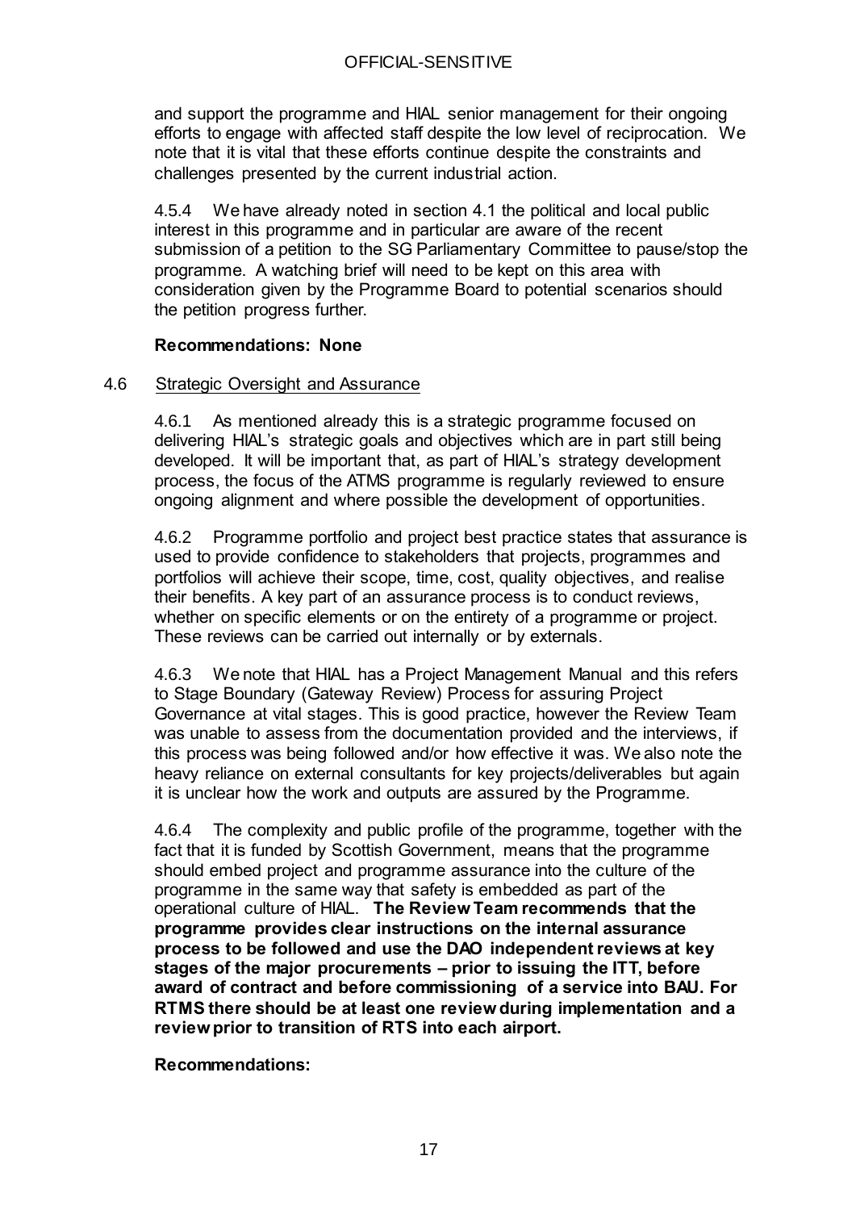and support the programme and HIAL senior management for their ongoing efforts to engage with affected staff despite the low level of reciprocation. We note that it is vital that these efforts continue despite the constraints and challenges presented by the current industrial action.

4.5.4 We have already noted in section 4.1 the political and local public interest in this programme and in particular are aware of the recent submission of a petition to the SG Parliamentary Committee to pause/stop the programme. A watching brief will need to be kept on this area with consideration given by the Programme Board to potential scenarios should the petition progress further.

**Recommendations: None**

### 4.6 Strategic Oversight and Assurance

4.6.1 As mentioned already this is a strategic programme focused on delivering HIAL's strategic goals and objectives which are in part still being developed. It will be important that, as part of HIAL's strategy development process, the focus of the ATMS programme is regularly reviewed to ensure ongoing alignment and where possible the development of opportunities.

4.6.2 Programme portfolio and project best practice states that assurance is used to provide confidence to stakeholders that projects, programmes and portfolios will achieve their scope, time, cost, quality objectives, and realise their benefits. A key part of an assurance process is to conduct reviews, whether on specific elements or on the entirety of a programme or project. These reviews can be carried out internally or by externals.

4.6.3 We note that HIAL has a Project Management Manual and this refers to Stage Boundary (Gateway Review) Process for assuring Project Governance at vital stages. This is good practice, however the Review Team was unable to assess from the documentation provided and the interviews, if this process was being followed and/or how effective it was. We also note the heavy reliance on external consultants for key projects/deliverables but again it is unclear how the work and outputs are assured by the Programme.

4.6.4 The complexity and public profile of the programme, together with the fact that it is funded by Scottish Government, means that the programme should embed project and programme assurance into the culture of the programme in the same way that safety is embedded as part of the operational culture of HIAL. **The Review Team recommends that the programme provides clear instructions on the internal assurance process to be followed and use the DAO independent reviews at key stages of the major procurements – prior to issuing the ITT, before award of contract and before commissioning of a service into BAU. For RTMS there should be at least one review during implementation and a review prior to transition of RTS into each airport.**

**Recommendations:**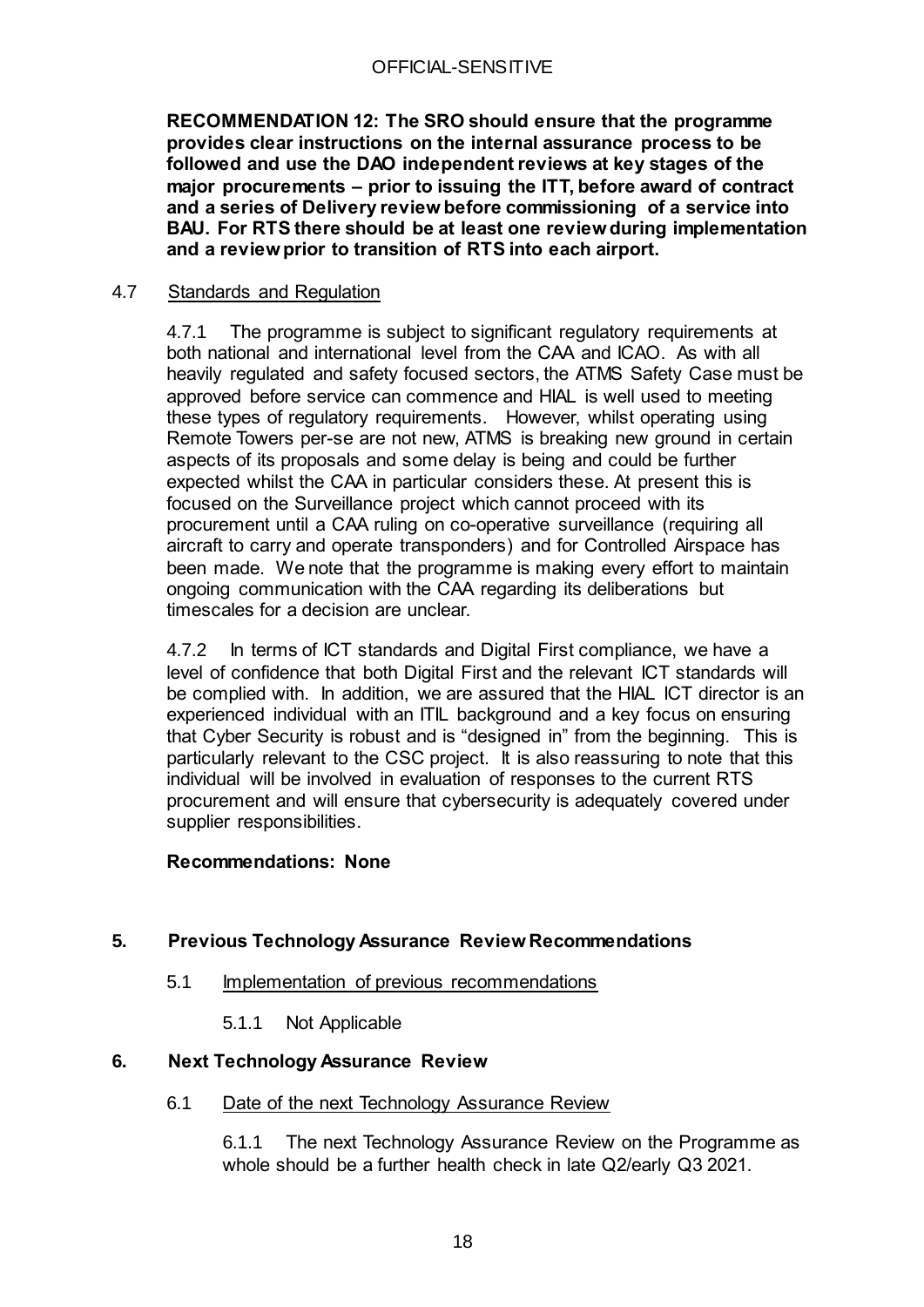**RECOMMENDATION 12: The SRO should ensure that the programme provides clear instructions on the internal assurance process to be followed and use the DAO independent reviews at key stages of the major procurements – prior to issuing the ITT, before award of contract and a series of Delivery review before commissioning of a service into BAU. For RTS there should be at least one review during implementation and a review prior to transition of RTS into each airport.**

4.7 Standards and Regulation

4.7.1 The programme is subject to significant regulatory requirements at both national and international level from the CAA and ICAO. As with all heavily regulated and safety focused sectors, the ATMS Safety Case must be approved before service can commence and HIAL is well used to meeting these types of regulatory requirements. However, whilst operating using Remote Towers per-se are not new, ATMS is breaking new ground in certain aspects of its proposals and some delay is being and could be further expected whilst the CAA in particular considers these. At present this is focused on the Surveillance project which cannot proceed with its procurement until a CAA ruling on co-operative surveillance (requiring all aircraft to carry and operate transponders) and for Controlled Airspace has been made. We note that the programme is making every effort to maintain ongoing communication with the CAA regarding its deliberations but timescales for a decision are unclear.

4.7.2 In terms of ICT standards and Digital First compliance, we have a level of confidence that both Digital First and the relevant ICT standards will be complied with. In addition, we are assured that the HIAL ICT director is an experienced individual with an ITIL background and a key focus on ensuring that Cyber Security is robust and is "designed in" from the beginning. This is particularly relevant to the CSC project. It is also reassuring to note that this individual will be involved in evaluation of responses to the current RTS procurement and will ensure that cybersecurity is adequately covered under supplier responsibilities.

**Recommendations: None**

## 5. Previous Technology Assurance Review Recommendations

5.1 Implementation of previous recommendations

5.1.1 Not Applicable

## 6. Next Technology Assurance Review

6.1 Date of the next Technology Assurance Review

6.1.1 The next Technology Assurance Review on the Programme as whole should be a further health check in late Q2/early Q3 2021.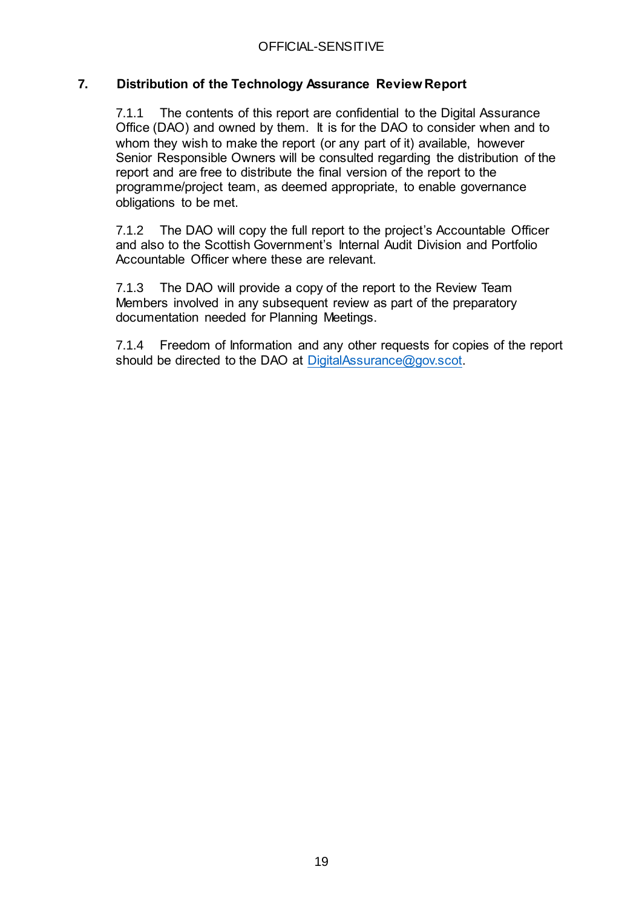## 7. Distribution of the Technology Assurance Review Report

7.1.1 The contents of this report are confidential to the Digital Assurance Office (DAO) and owned by them. It is for the DAO to consider when and to whom they wish to make the report (or any part of it) available, however Senior Responsible Owners will be consulted regarding the distribution of the report and are free to distribute the final version of the report to the programme/project team, as deemed appropriate, to enable governance obligations to be met.

7.1.2 The DAO will copy the full report to the project's Accountable Officer and also to the Scottish Government's Internal Audit Division and Portfolio Accountable Officer where these are relevant.

7.1.3 The DAO will provide a copy of the report to the Review Team Members involved in any subsequent review as part of the preparatory documentation needed for Planning Meetings.

7.1.4 Freedom of Information and any other requests for copies of the report should be directed to the DAO at DigitalAssurance@gov.scot.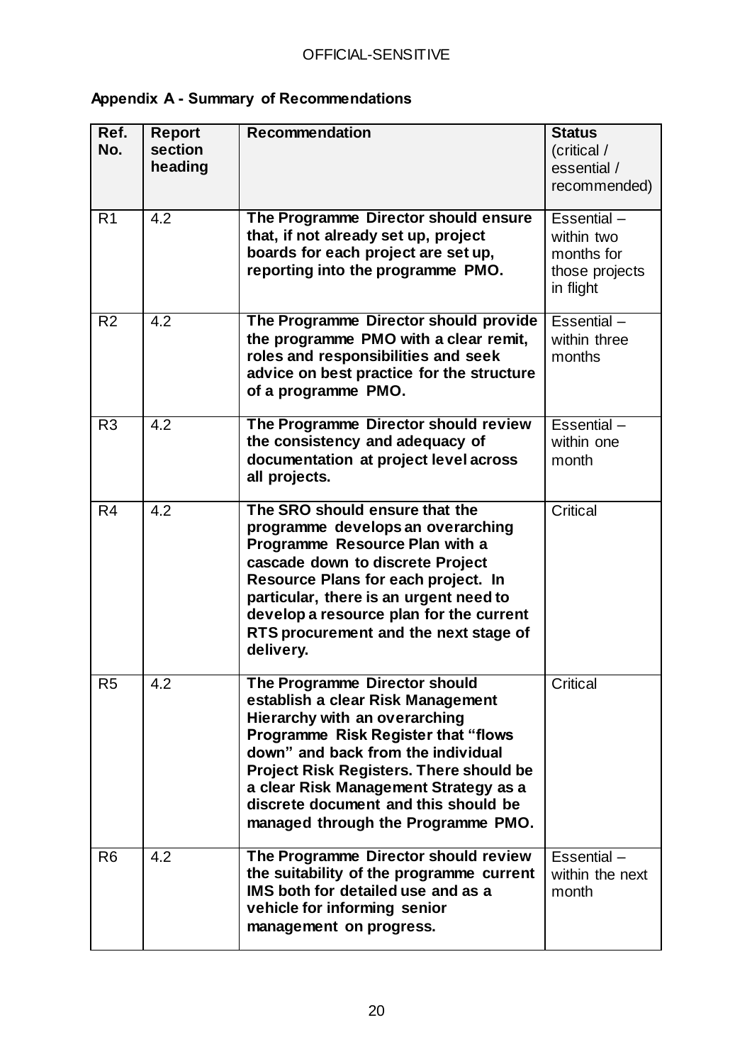**Appendix A - Summary of Recommendations**

| Ref. No. | Report section heading | Recommendation | Status (critical / essential / recommended) |
|---|---|---|---|
| R1 | 4.2 | **The Programme Director should ensure that, if not already set up, project boards for each project are set up, reporting into the programme PMO.** | Essential – within two months for those projects in flight |
| R2 | 4.2 | **The Programme Director should provide the programme PMO with a clear remit, roles and responsibilities and seek advice on best practice for the structure of a programme PMO.** | Essential – within three months |
| R3 | 4.2 | **The Programme Director should review the consistency and adequacy of documentation at project level across all projects.** | Essential – within one month |
| R4 | 4.2 | **The SRO should ensure that the programme develops an overarching Programme Resource Plan with a cascade down to discrete Project Resource Plans for each project. In particular, there is an urgent need to develop a resource plan for the current RTS procurement and the next stage of delivery.** | Critical |
| R5 | 4.2 | **The Programme Director should establish a clear Risk Management Hierarchy with an overarching Programme Risk Register that "flows down" and back from the individual Project Risk Registers. There should be a clear Risk Management Strategy as a discrete document and this should be managed through the Programme PMO.** | Critical |
| R6 | 4.2 | **The Programme Director should review the suitability of the programme current IMS both for detailed use and as a vehicle for informing senior management on progress.** | Essential – within the next month |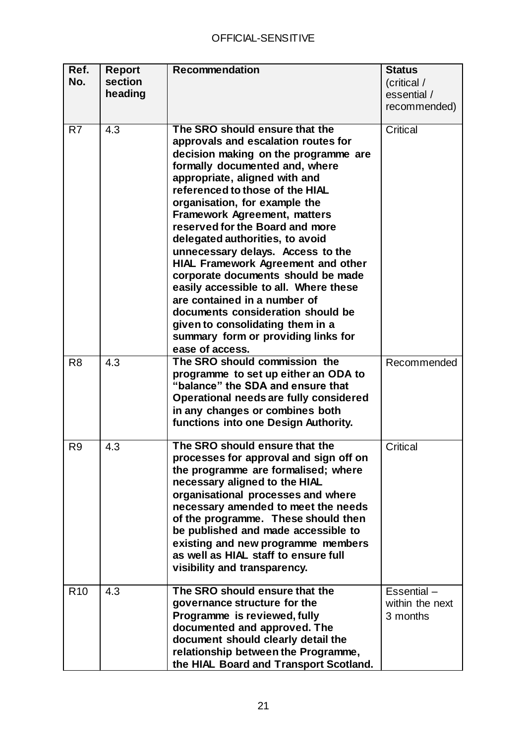| Ref. No. | Report section heading | Recommendation | Status (critical / essential / recommended) |
|---|---|---|---|
| R7 | 4.3 | **The SRO should ensure that the approvals and escalation routes for decision making on the programme are formally documented and, where appropriate, aligned with and referenced to those of the HIAL organisation, for example the Framework Agreement, matters reserved for the Board and more delegated authorities, to avoid unnecessary delays. Access to the HIAL Framework Agreement and other corporate documents should be made easily accessible to all. Where these are contained in a number of documents consideration should be given to consolidating them in a summary form or providing links for ease of access.** | Critical |
| R8 | 4.3 | **The SRO should commission the programme to set up either an ODA to "balance" the SDA and ensure that Operational needs are fully considered in any changes or combines both functions into one Design Authority.** | Recommended |
| R9 | 4.3 | **The SRO should ensure that the processes for approval and sign off on the programme are formalised; where necessary aligned to the HIAL organisational processes and where necessary amended to meet the needs of the programme. These should then be published and made accessible to existing and new programme members as well as HIAL staff to ensure full visibility and transparency.** | Critical |
| R10 | 4.3 | **The SRO should ensure that the governance structure for the Programme is reviewed, fully documented and approved. The document should clearly detail the relationship between the Programme, the HIAL Board and Transport Scotland.** | Essential – within the next 3 months |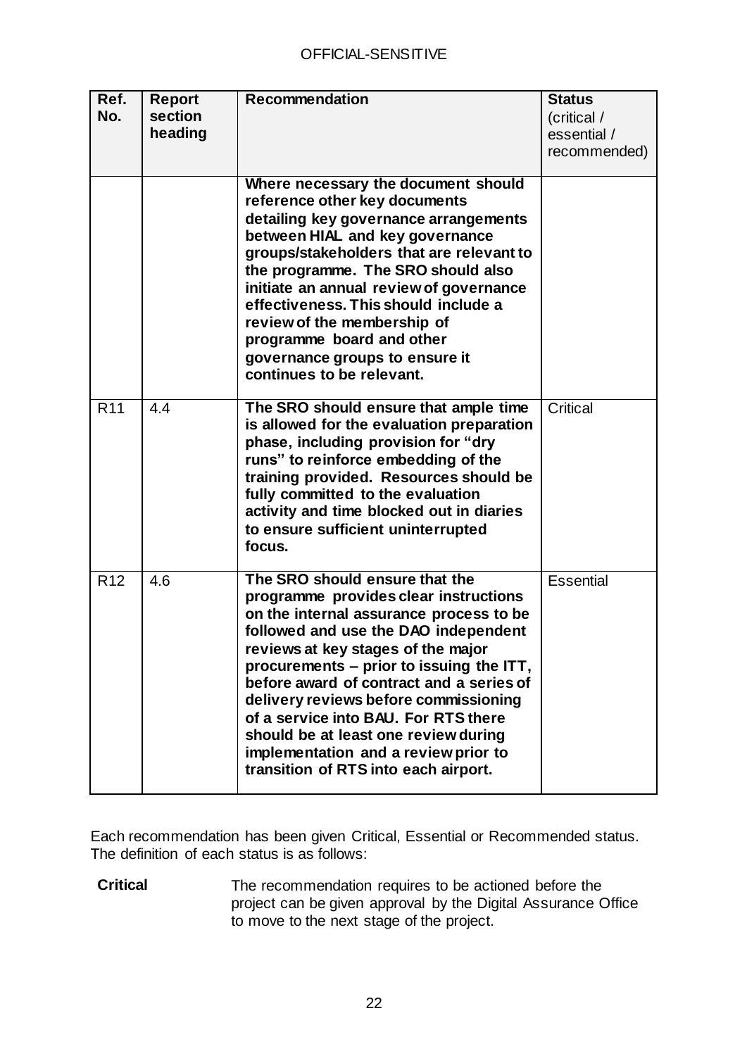| Ref. No. | Report section heading | Recommendation | Status (critical / essential / recommended) |
|---|---|---|---|
| | | **Where necessary the document should reference other key documents detailing key governance arrangements between HIAL and key governance groups/stakeholders that are relevant to the programme. The SRO should also initiate an annual review of governance effectiveness. This should include a review of the membership of programme board and other governance groups to ensure it continues to be relevant.** | |
| R11 | 4.4 | **The SRO should ensure that ample time is allowed for the evaluation preparation phase, including provision for "dry runs" to reinforce embedding of the training provided. Resources should be fully committed to the evaluation activity and time blocked out in diaries to ensure sufficient uninterrupted focus.** | Critical |
| R12 | 4.6 | **The SRO should ensure that the programme provides clear instructions on the internal assurance process to be followed and use the DAO independent reviews at key stages of the major procurements – prior to issuing the ITT, before award of contract and a series of delivery reviews before commissioning of a service into BAU. For RTS there should be at least one review during implementation and a review prior to transition of RTS into each airport.** | Essential |

Each recommendation has been given Critical, Essential or Recommended status. The definition of each status is as follows:

**Critical** The recommendation requires to be actioned before the project can be given approval by the Digital Assurance Office to move to the next stage of the project.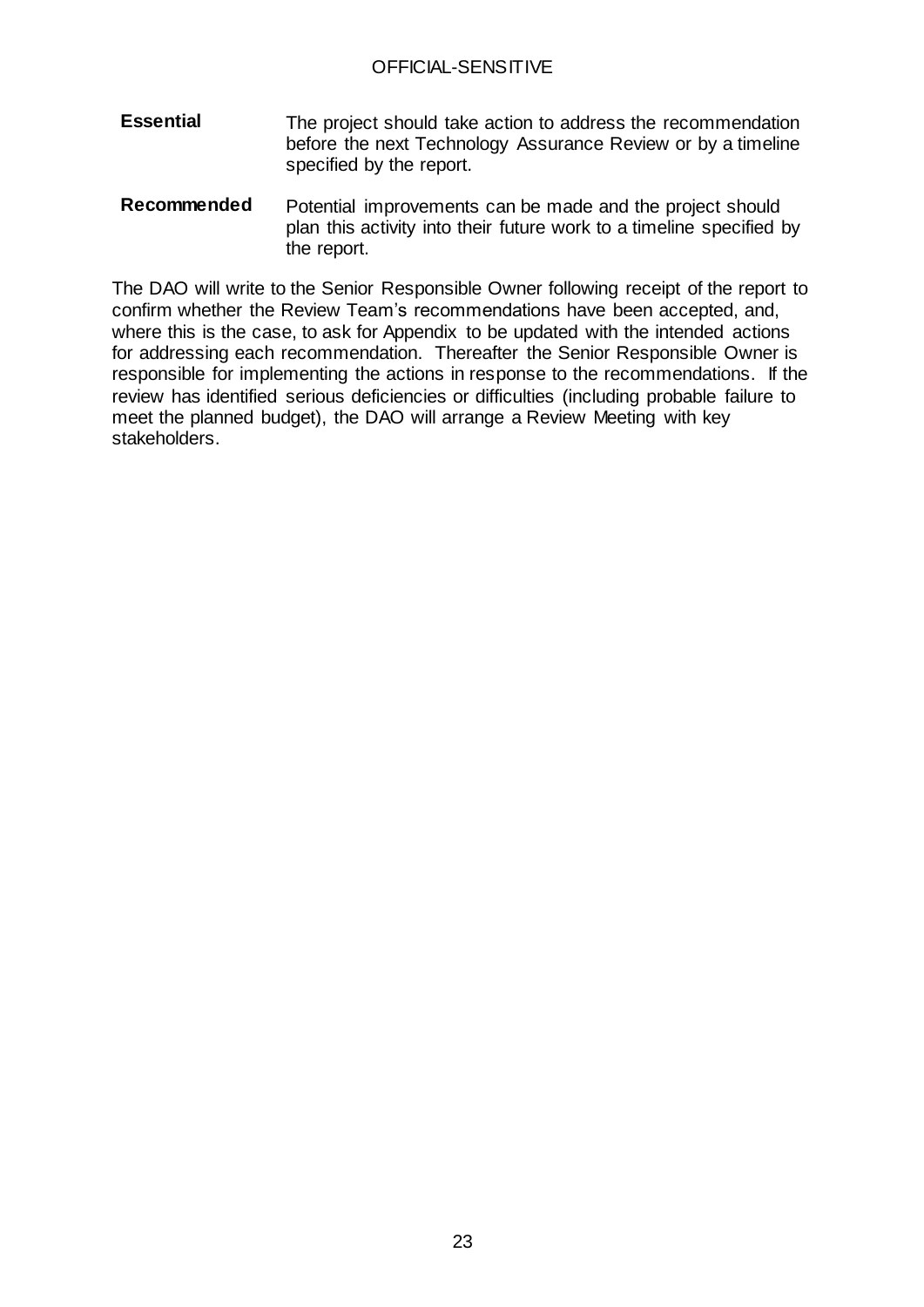| | |
|---|---|
| **Essential** | The project should take action to address the recommendation before the next Technology Assurance Review or by a timeline specified by the report. |
| **Recommended** | Potential improvements can be made and the project should plan this activity into their future work to a timeline specified by the report. |

The DAO will write to the Senior Responsible Owner following receipt of the report to confirm whether the Review Team's recommendations have been accepted, and, where this is the case, to ask for Appendix to be updated with the intended actions for addressing each recommendation. Thereafter the Senior Responsible Owner is responsible for implementing the actions in response to the recommendations. If the review has identified serious deficiencies or difficulties (including probable failure to meet the planned budget), the DAO will arrange a Review Meeting with key stakeholders.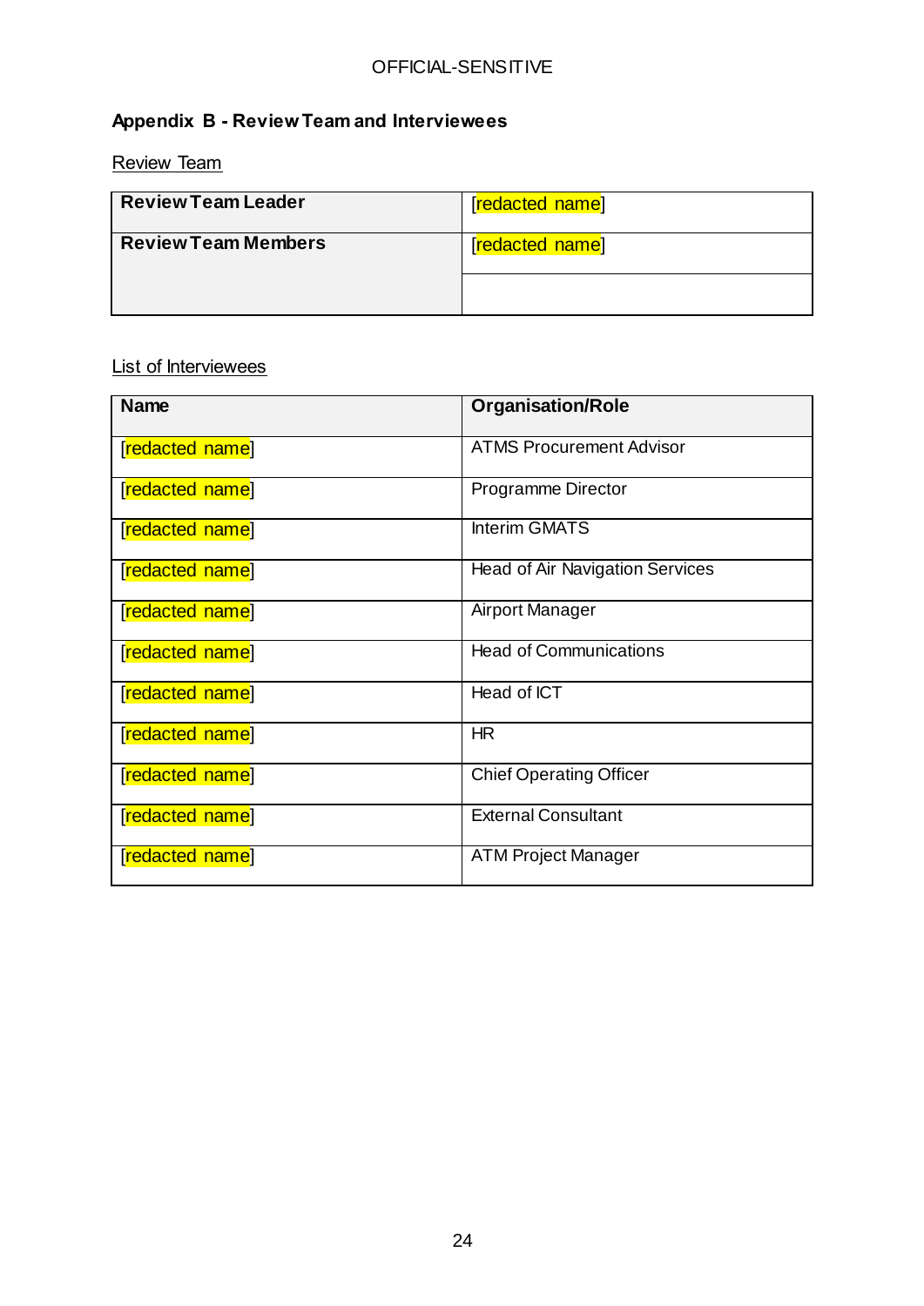OFFICIAL-SENSITIVE

## Appendix B - Review Team and Interviewees

Review Team

| Review Team Leader | [redacted name] |
|---|---|
| Review Team Members | [redacted name] |
| | |

List of Interviewees

| Name | Organisation/Role |
|---|---|
| [redacted name] | ATMS Procurement Advisor |
| [redacted name] | Programme Director |
| [redacted name] | Interim GMATS |
| [redacted name] | Head of Air Navigation Services |
| [redacted name] | Airport Manager |
| [redacted name] | Head of Communications |
| [redacted name] | Head of ICT |
| [redacted name] | HR |
| [redacted name] | Chief Operating Officer |
| [redacted name] | External Consultant |
| [redacted name] | ATM Project Manager |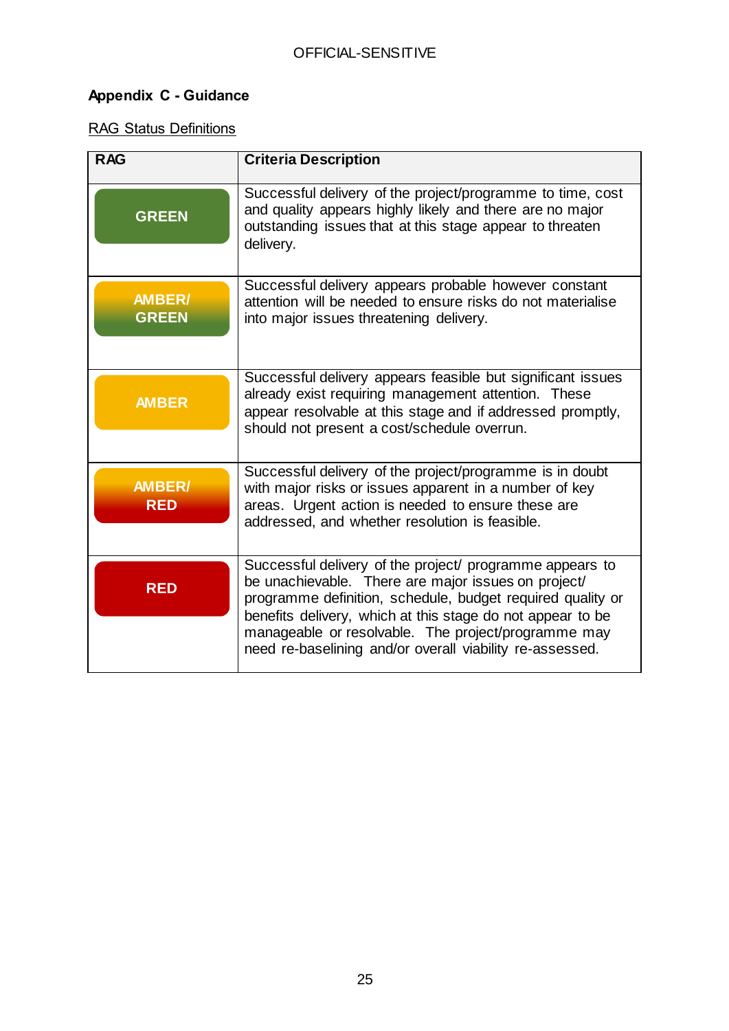## Appendix C - Guidance

RAG Status Definitions

| RAG | Criteria Description |
|---|---|
| GREEN | Successful delivery of the project/programme to time, cost and quality appears highly likely and there are no major outstanding issues that at this stage appear to threaten delivery. |
| AMBER/ GREEN | Successful delivery appears probable however constant attention will be needed to ensure risks do not materialise into major issues threatening delivery. |
| AMBER | Successful delivery appears feasible but significant issues already exist requiring management attention. These appear resolvable at this stage and if addressed promptly, should not present a cost/schedule overrun. |
| AMBER/ RED | Successful delivery of the project/programme is in doubt with major risks or issues apparent in a number of key areas. Urgent action is needed to ensure these are addressed, and whether resolution is feasible. |
| RED | Successful delivery of the project/ programme appears to be unachievable. There are major issues on project/ programme definition, schedule, budget required quality or benefits delivery, which at this stage do not appear to be manageable or resolvable. The project/programme may need re-baselining and/or overall viability re-assessed. |